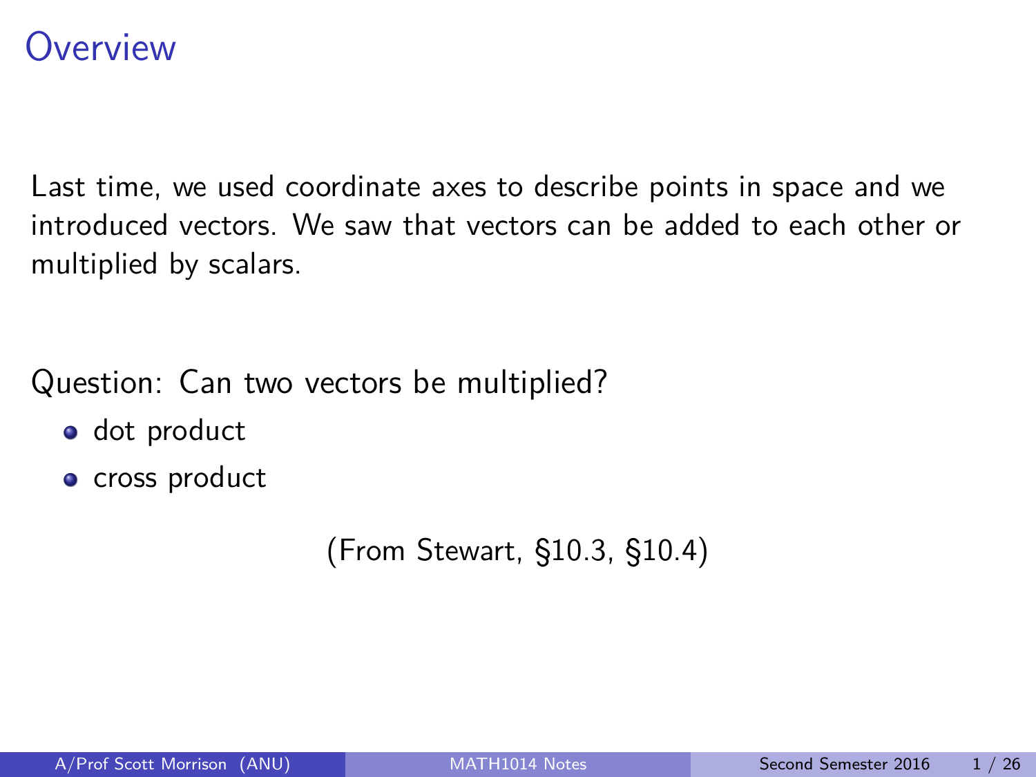# Overview

Last time, we used coordinate axes to describe points in space and we introduced vectors. We saw that vectors can be added to each other or multiplied by scalars.

Question: Can two vectors be multiplied?

- dot product
- cross product

(From Stewart, §10.3, §10.4)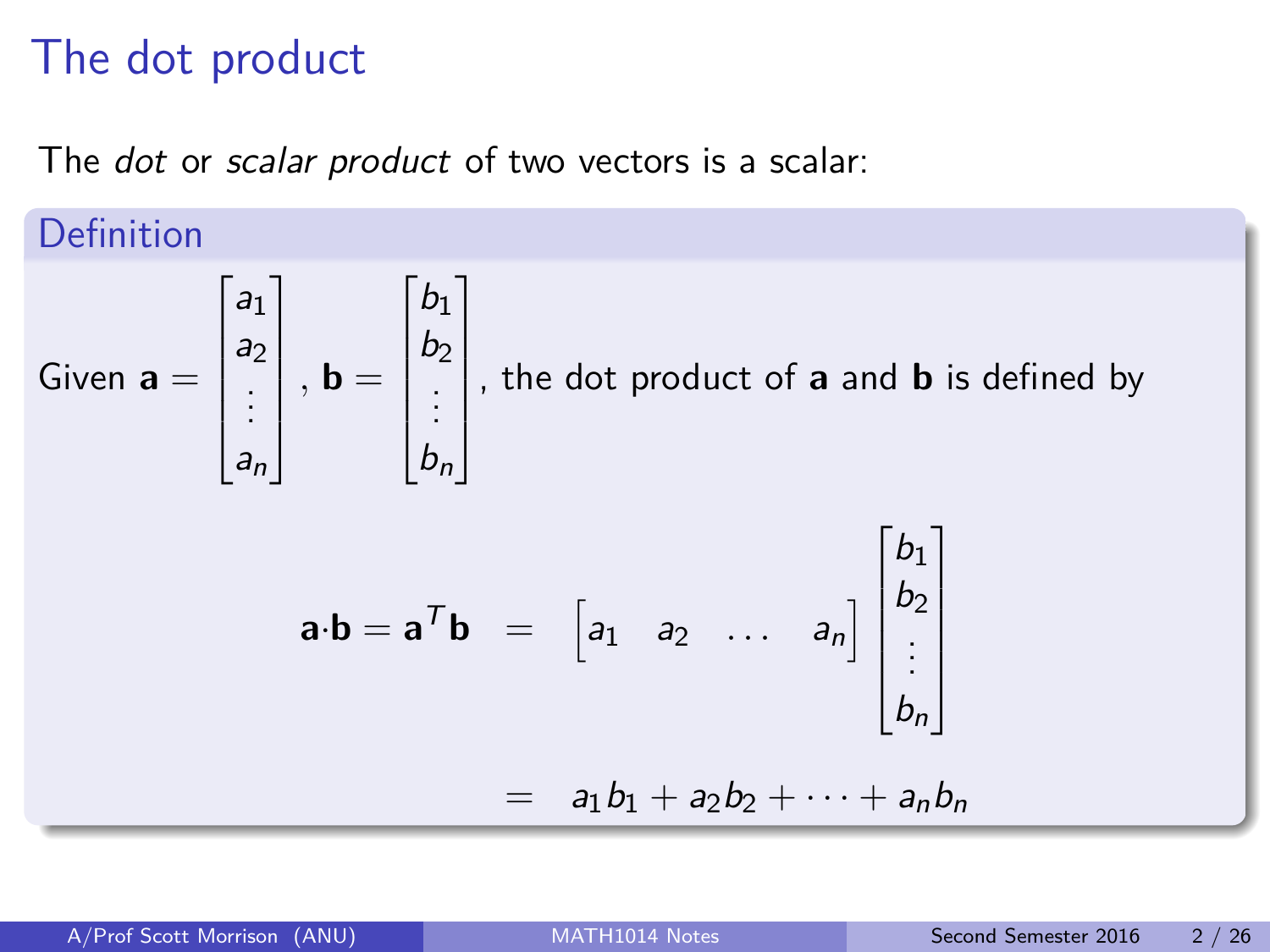# The dot product

The *dot* or *scalar product* of two vectors is a scalar:

**Definition**

Given $\mathbf{a} = \begin{bmatrix} a_1 \\ a_2 \\ \vdots \\ a_n \end{bmatrix}$, $\mathbf{b} = \begin{bmatrix} b_1 \\ b_2 \\ \vdots \\ b_n \end{bmatrix}$, the dot product of **a** and **b** is defined by

$$
\begin{aligned}
\mathbf{a}\cdot\mathbf{b} = \mathbf{a}^T\mathbf{b} &= \begin{bmatrix} a_1 & a_2 & \dots & a_n \end{bmatrix} \begin{bmatrix} b_1 \\ b_2 \\ \vdots \\ b_n \end{bmatrix} \\
&= a_1 b_1 + a_2 b_2 + \cdots + a_n b_n
\end{aligned}
$$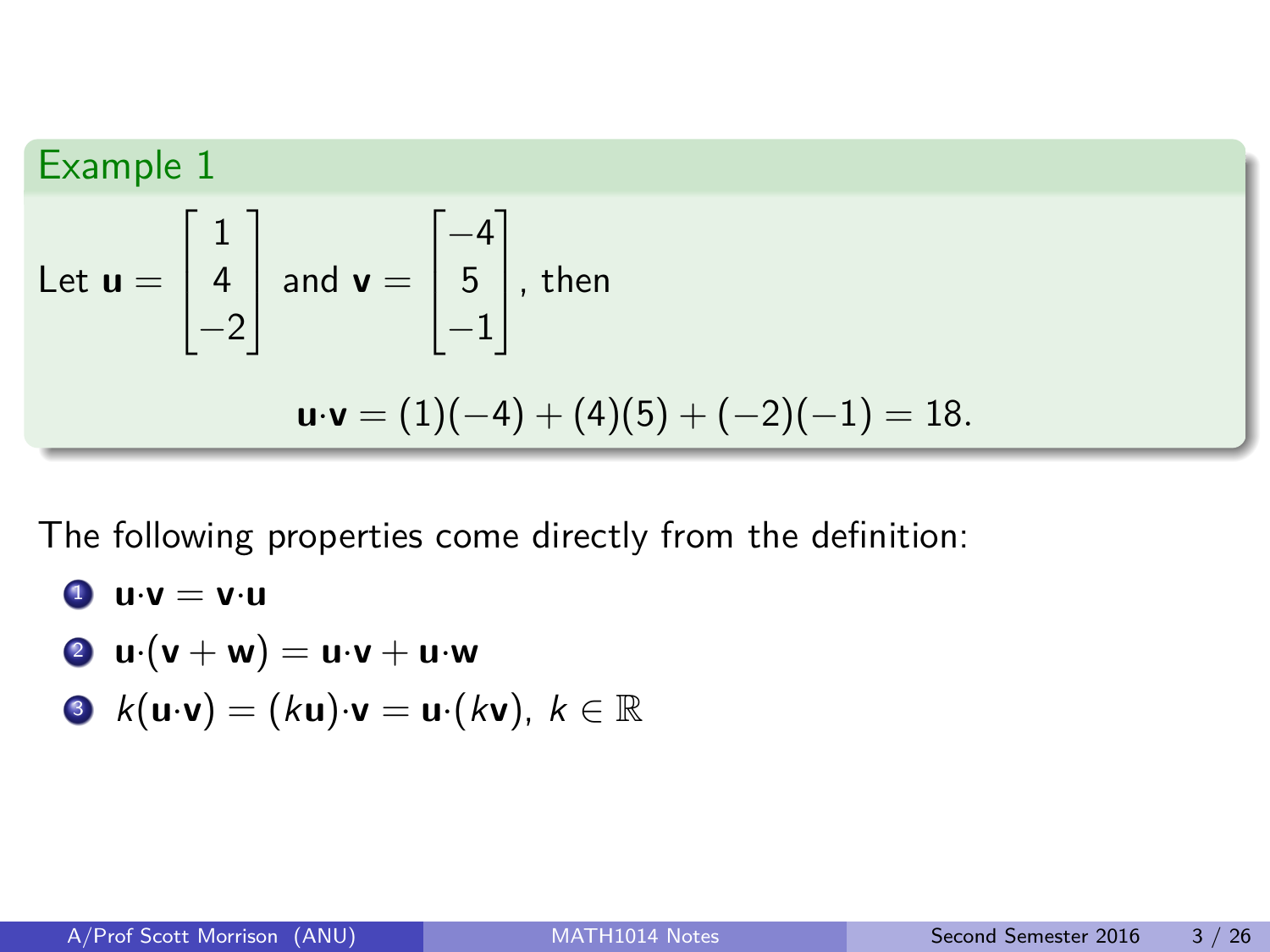### Example 1

Let $\mathbf{u} = \begin{bmatrix} 1 \\ 4 \\ -2 \end{bmatrix}$ and $\mathbf{v} = \begin{bmatrix} -4 \\ 5 \\ -1 \end{bmatrix}$, then

$$\mathbf{u} \cdot \mathbf{v} = (1)(-4) + (4)(5) + (-2)(-1) = 18.$$

The following properties come directly from the definition:

1. $\mathbf{u} \cdot \mathbf{v} = \mathbf{v} \cdot \mathbf{u}$
2. $\mathbf{u} \cdot (\mathbf{v} + \mathbf{w}) = \mathbf{u} \cdot \mathbf{v} + \mathbf{u} \cdot \mathbf{w}$
3. $k(\mathbf{u} \cdot \mathbf{v}) = (k\mathbf{u}) \cdot \mathbf{v} = \mathbf{u} \cdot (k\mathbf{v})$, $k \in \mathbb{R}$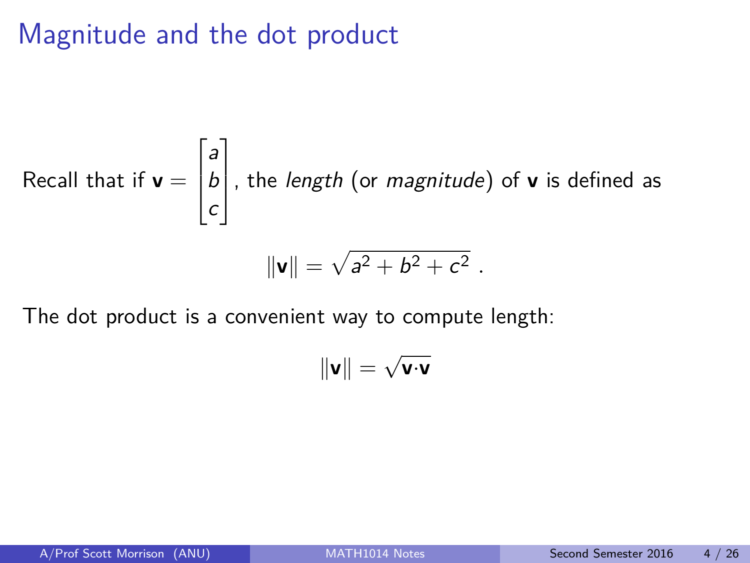# Magnitude and the dot product

Recall that if $\mathbf{v} = \begin{bmatrix} a \\ b \\ c \end{bmatrix}$, the *length* (or *magnitude*) of $\mathbf{v}$ is defined as

$$\|\mathbf{v}\| = \sqrt{a^2 + b^2 + c^2} \; .$$

The dot product is a convenient way to compute length:

$$\|\mathbf{v}\| = \sqrt{\mathbf{v} \cdot \mathbf{v}}$$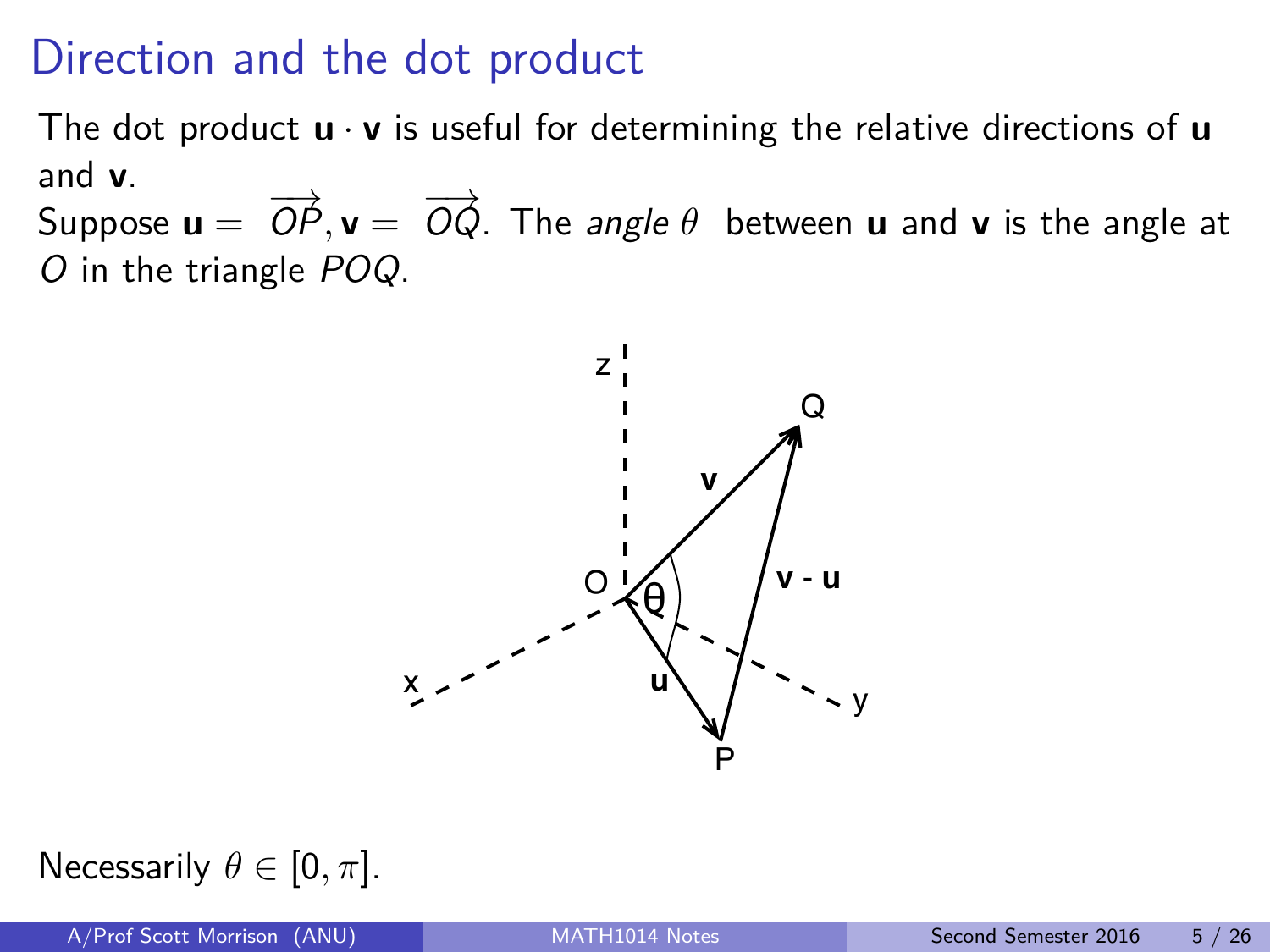# Direction and the dot product

The dot product $\mathbf{u} \cdot \mathbf{v}$ is useful for determining the relative directions of $\mathbf{u}$ and $\mathbf{v}$.

Suppose $\mathbf{u} = \overrightarrow{OP}, \mathbf{v} = \overrightarrow{OQ}$. The *angle* $\theta$ between $\mathbf{u}$ and $\mathbf{v}$ is the angle at $O$ in the triangle $POQ$.

Necessarily $\theta \in [0, \pi]$.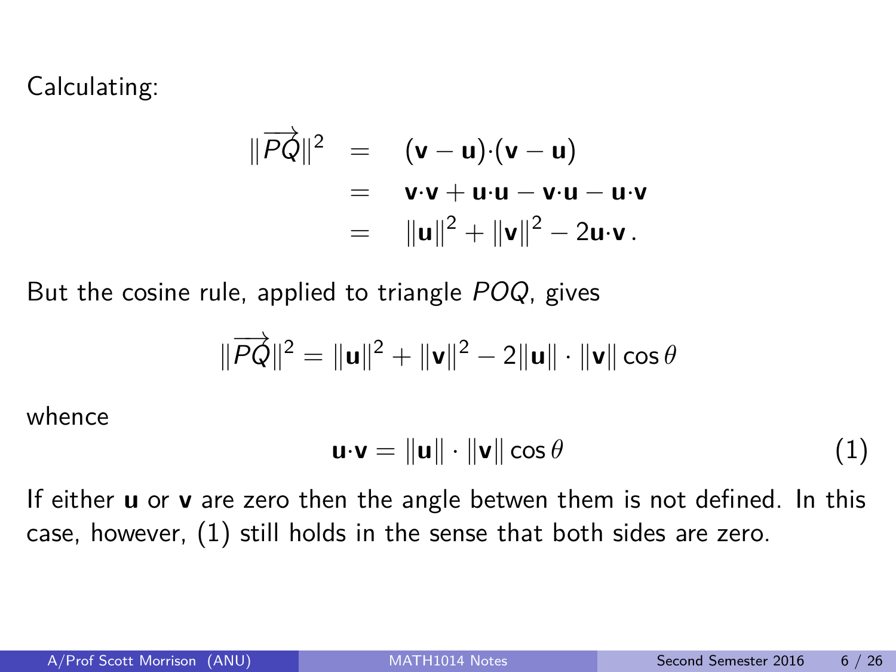Calculating:

$$
\begin{aligned}
\|\overrightarrow{PQ}\|^2 &= (\mathbf{v}-\mathbf{u})\cdot(\mathbf{v}-\mathbf{u}) \\
&= \mathbf{v}\cdot\mathbf{v} + \mathbf{u}\cdot\mathbf{u} - \mathbf{v}\cdot\mathbf{u} - \mathbf{u}\cdot\mathbf{v} \\
&= \|\mathbf{u}\|^2 + \|\mathbf{v}\|^2 - 2\mathbf{u}\cdot\mathbf{v}\,.
\end{aligned}
$$

But the cosine rule, applied to triangle $POQ$, gives

$$
\|\overrightarrow{PQ}\|^2 = \|\mathbf{u}\|^2 + \|\mathbf{v}\|^2 - 2\|\mathbf{u}\| \cdot \|\mathbf{v}\| \cos\theta
$$

whence

$$
\mathbf{u}\cdot\mathbf{v} = \|\mathbf{u}\| \cdot \|\mathbf{v}\| \cos\theta \tag{1}
$$

If either $\mathbf{u}$ or $\mathbf{v}$ are zero then the angle betwen them is not defined. In this case, however, (1) still holds in the sense that both sides are zero.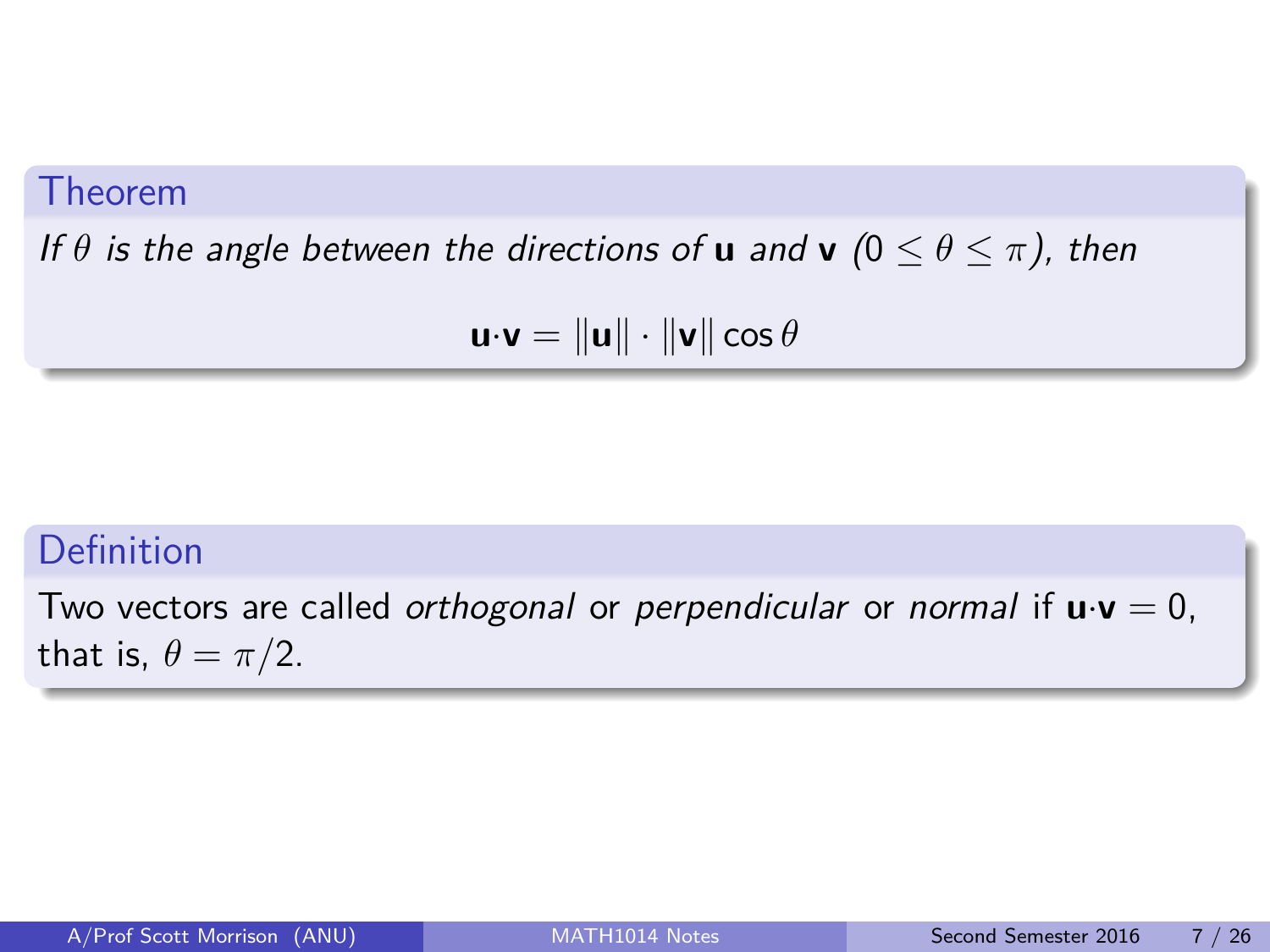### Theorem

*If $\theta$ is the angle between the directions of* **u** *and* **v** *($0 \leq \theta \leq \pi$), then*

$$\mathbf{u} \cdot \mathbf{v} = \|\mathbf{u}\| \cdot \|\mathbf{v}\| \cos \theta$$

### Definition

Two vectors are called *orthogonal* or *perpendicular* or *normal* if $\mathbf{u} \cdot \mathbf{v} = 0$, that is, $\theta = \pi/2$.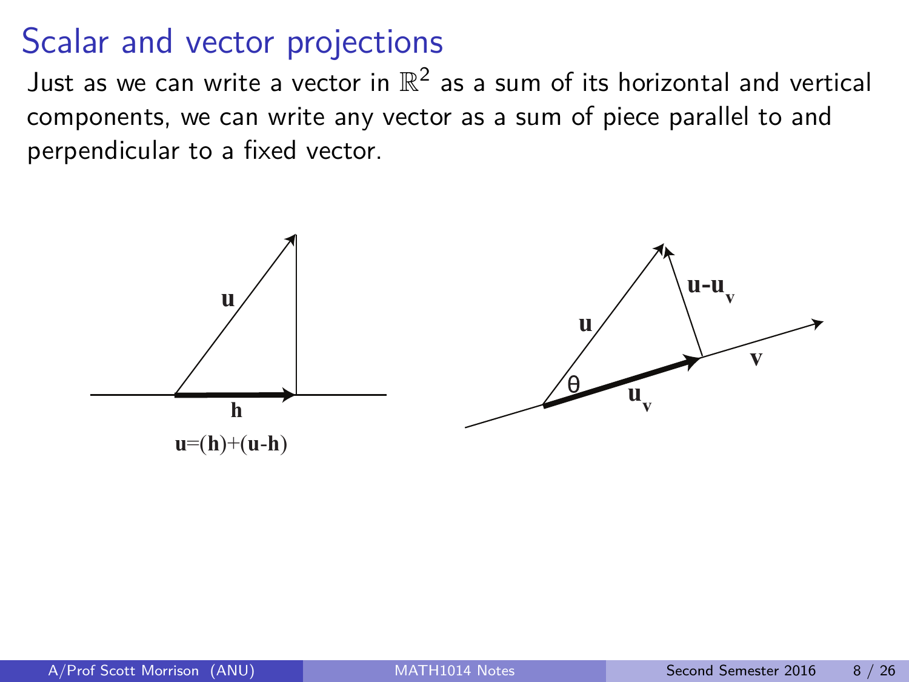# Scalar and vector projections

Just as we can write a vector in $\mathbb{R}^2$ as a sum of its horizontal and vertical components, we can write any vector as a sum of piece parallel to and perpendicular to a fixed vector.

$\mathbf{u} = (\mathbf{h}) + (\mathbf{u} - \mathbf{h})$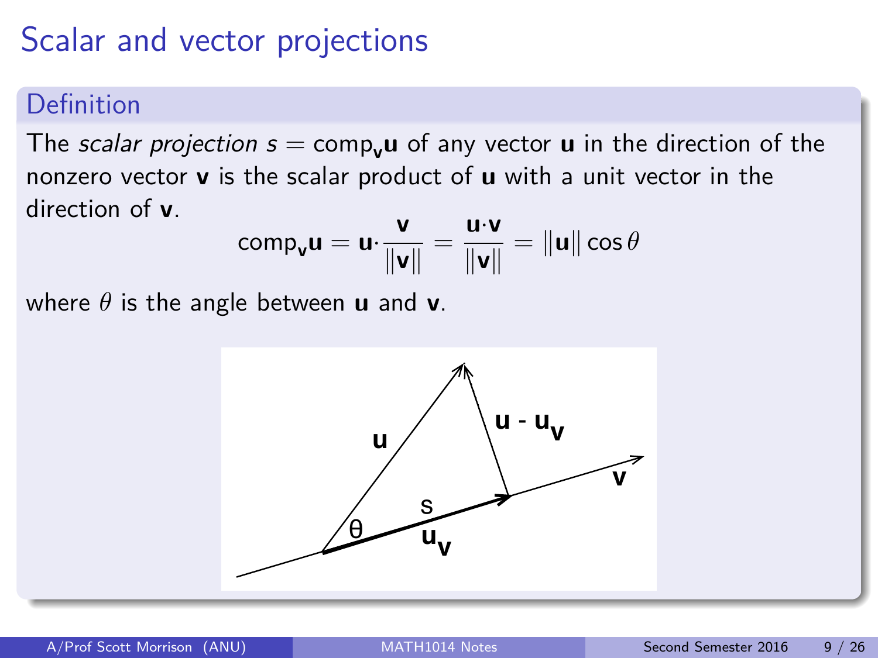# Scalar and vector projections

## Definition

The *scalar projection* $s = \text{comp}_{\mathbf{v}}\mathbf{u}$ of any vector $\mathbf{u}$ in the direction of the nonzero vector $\mathbf{v}$ is the scalar product of $\mathbf{u}$ with a unit vector in the direction of $\mathbf{v}$.

$$\text{comp}_{\mathbf{v}}\mathbf{u} = \mathbf{u} \cdot \frac{\mathbf{v}}{\|\mathbf{v}\|} = \frac{\mathbf{u} \cdot \mathbf{v}}{\|\mathbf{v}\|} = \|\mathbf{u}\| \cos\theta$$

where $\theta$ is the angle between $\mathbf{u}$ and $\mathbf{v}$.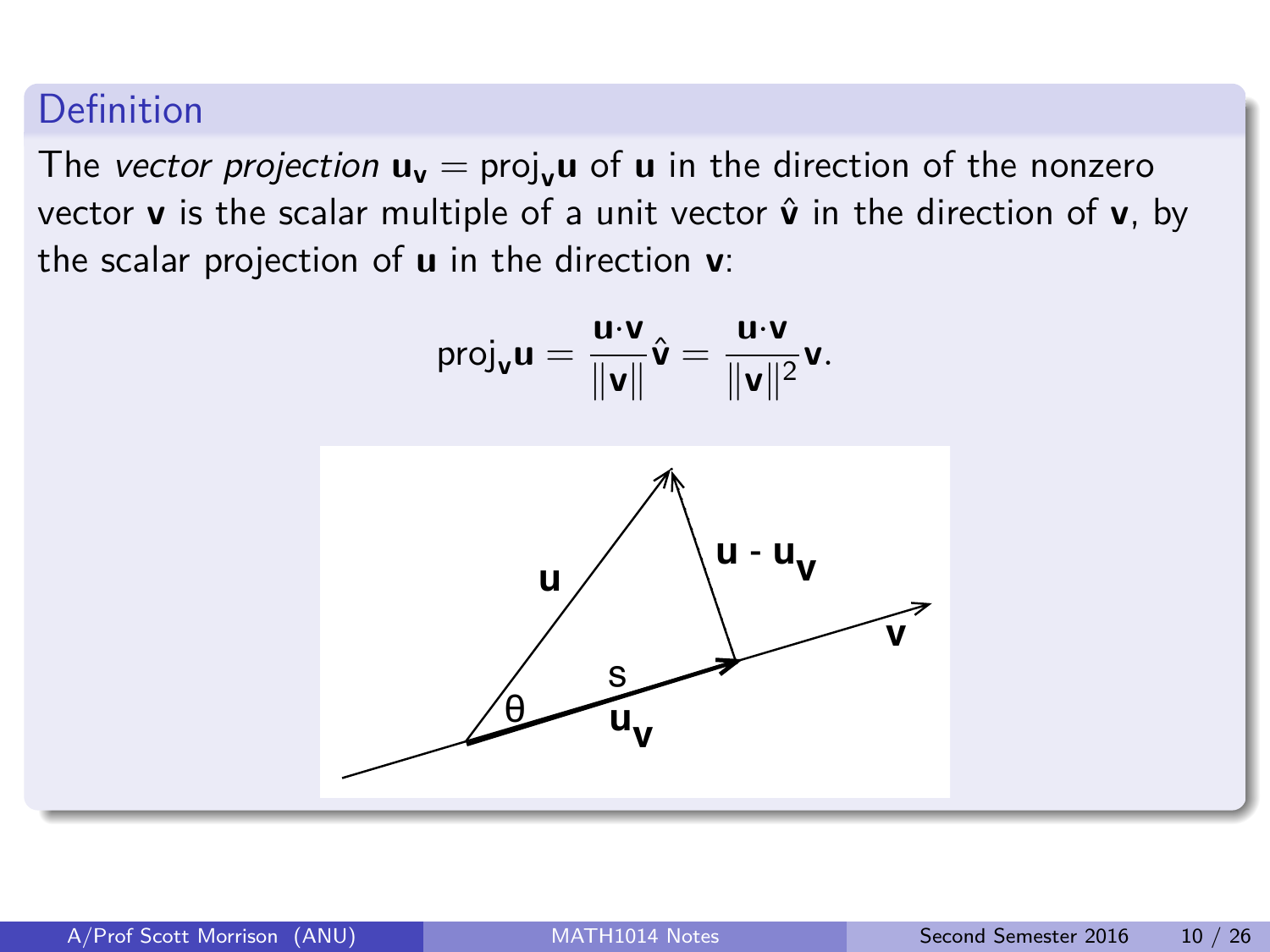## Definition

The *vector projection* $\mathbf{u_v} = \text{proj}_\mathbf{v}\mathbf{u}$ of $\mathbf{u}$ in the direction of the nonzero vector $\mathbf{v}$ is the scalar multiple of a unit vector $\hat{\mathbf{v}}$ in the direction of $\mathbf{v}$, by the scalar projection of $\mathbf{u}$ in the direction $\mathbf{v}$:

$$\text{proj}_\mathbf{v}\mathbf{u} = \frac{\mathbf{u}\cdot\mathbf{v}}{\|\mathbf{v}\|}\hat{\mathbf{v}} = \frac{\mathbf{u}\cdot\mathbf{v}}{\|\mathbf{v}\|^2}\mathbf{v}.$$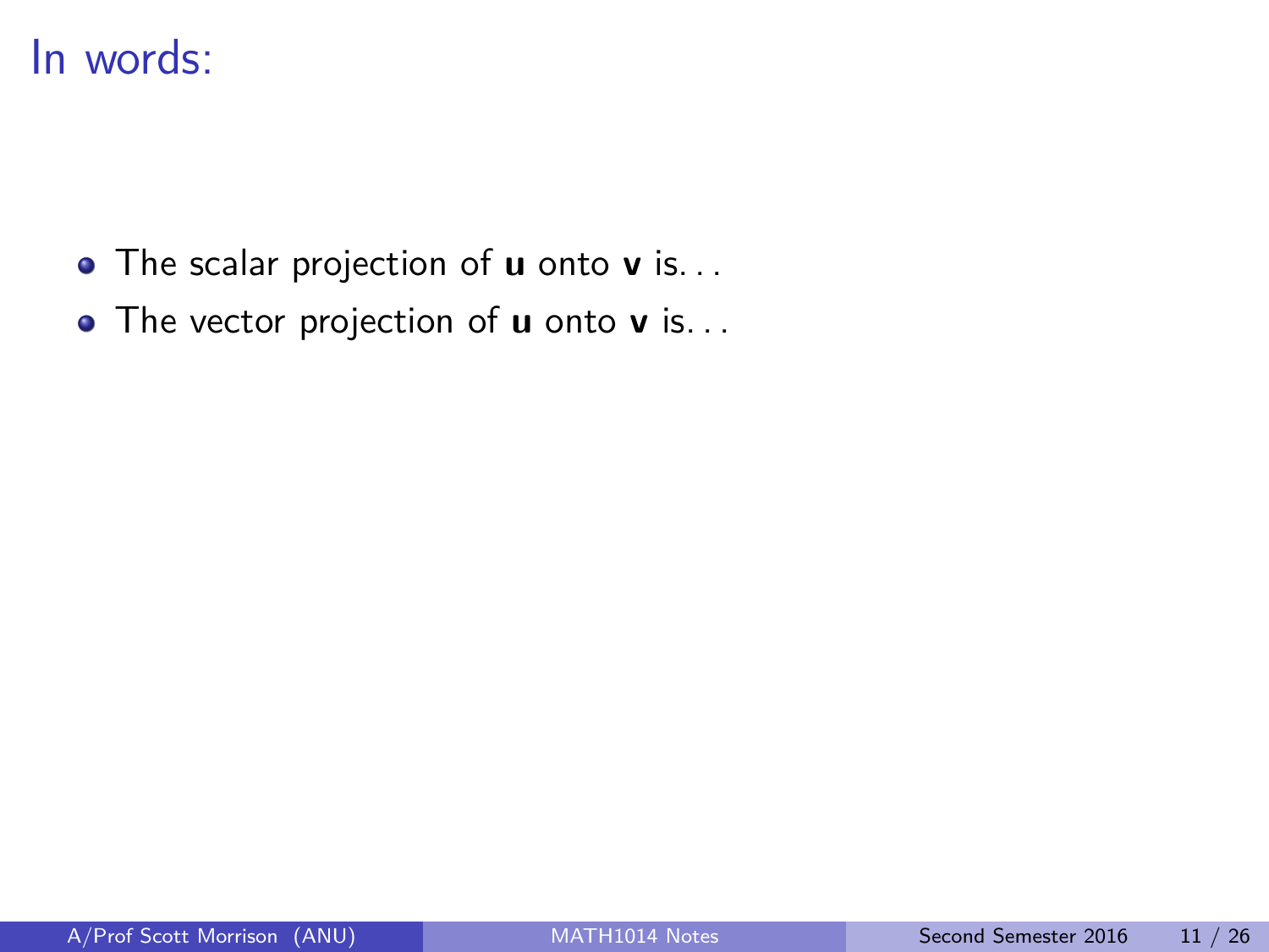# In words:

- The scalar projection of **u** onto **v** is. . .
- The vector projection of **u** onto **v** is. . .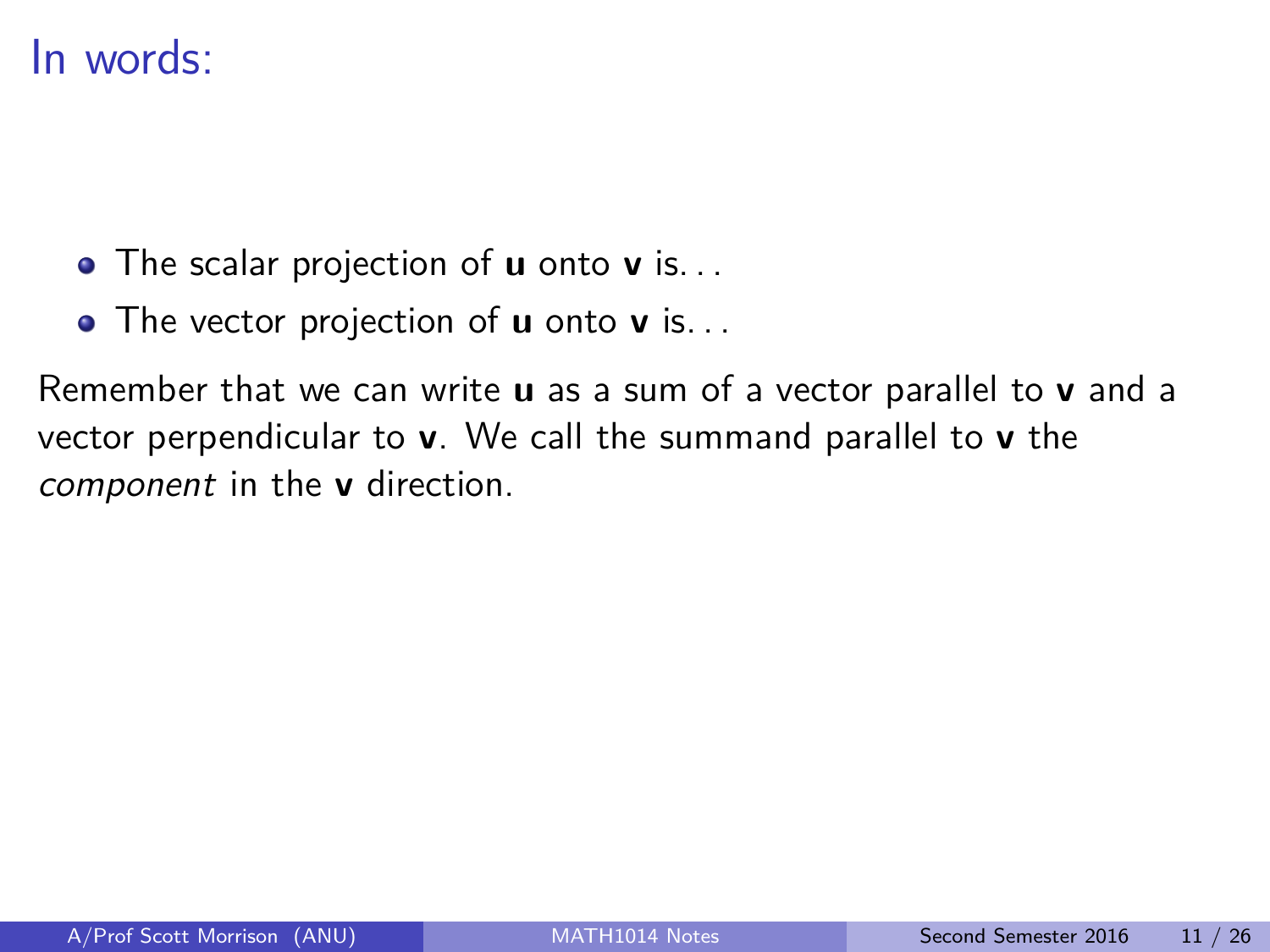# In words:

- The scalar projection of **u** onto **v** is. . .
- The vector projection of **u** onto **v** is. . .

Remember that we can write **u** as a sum of a vector parallel to **v** and a vector perpendicular to **v**. We call the summand parallel to **v** the *component* in the **v** direction.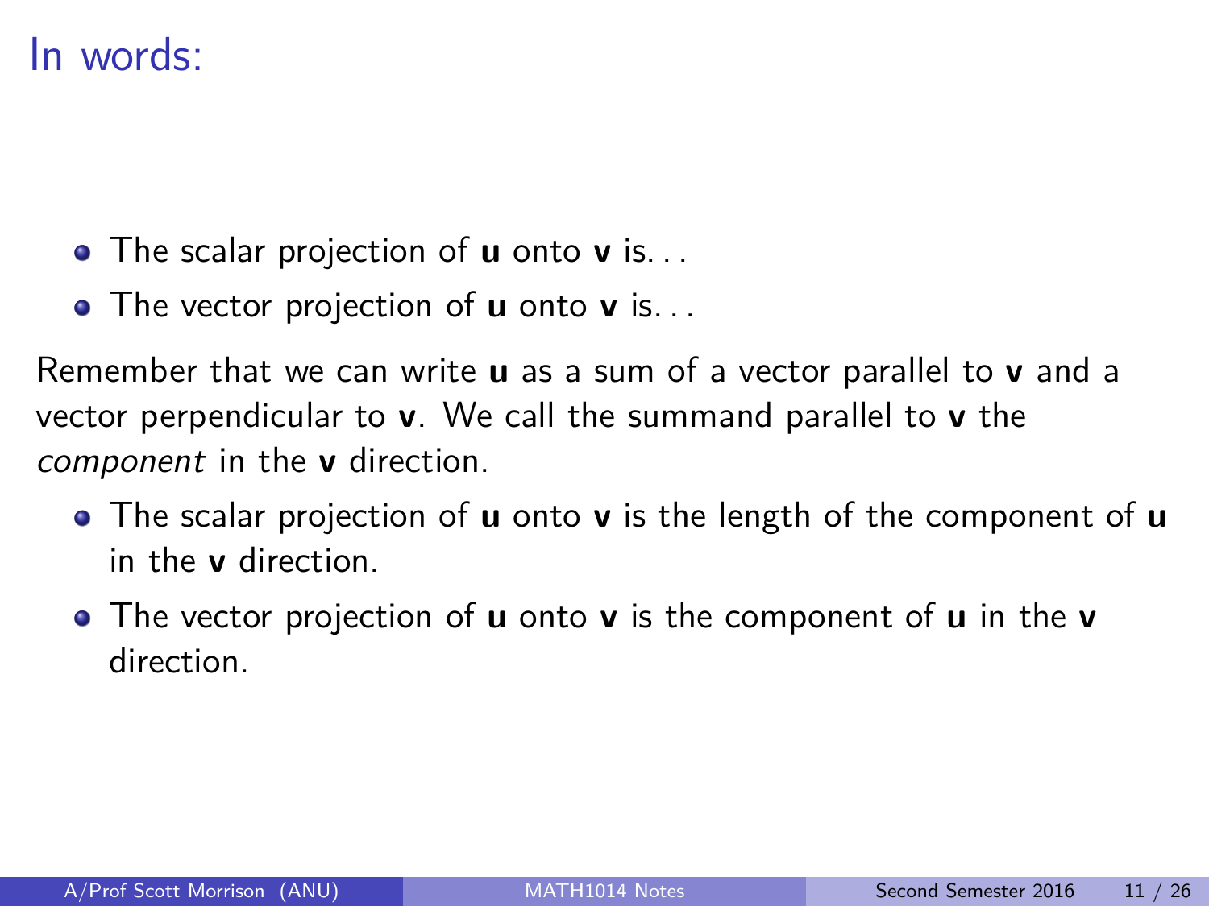# In words:

- The scalar projection of **u** onto **v** is. . .
- The vector projection of **u** onto **v** is. . .

Remember that we can write **u** as a sum of a vector parallel to **v** and a vector perpendicular to **v**. We call the summand parallel to **v** the *component* in the **v** direction.

- The scalar projection of **u** onto **v** is the length of the component of **u** in the **v** direction.
- The vector projection of **u** onto **v** is the component of **u** in the **v** direction.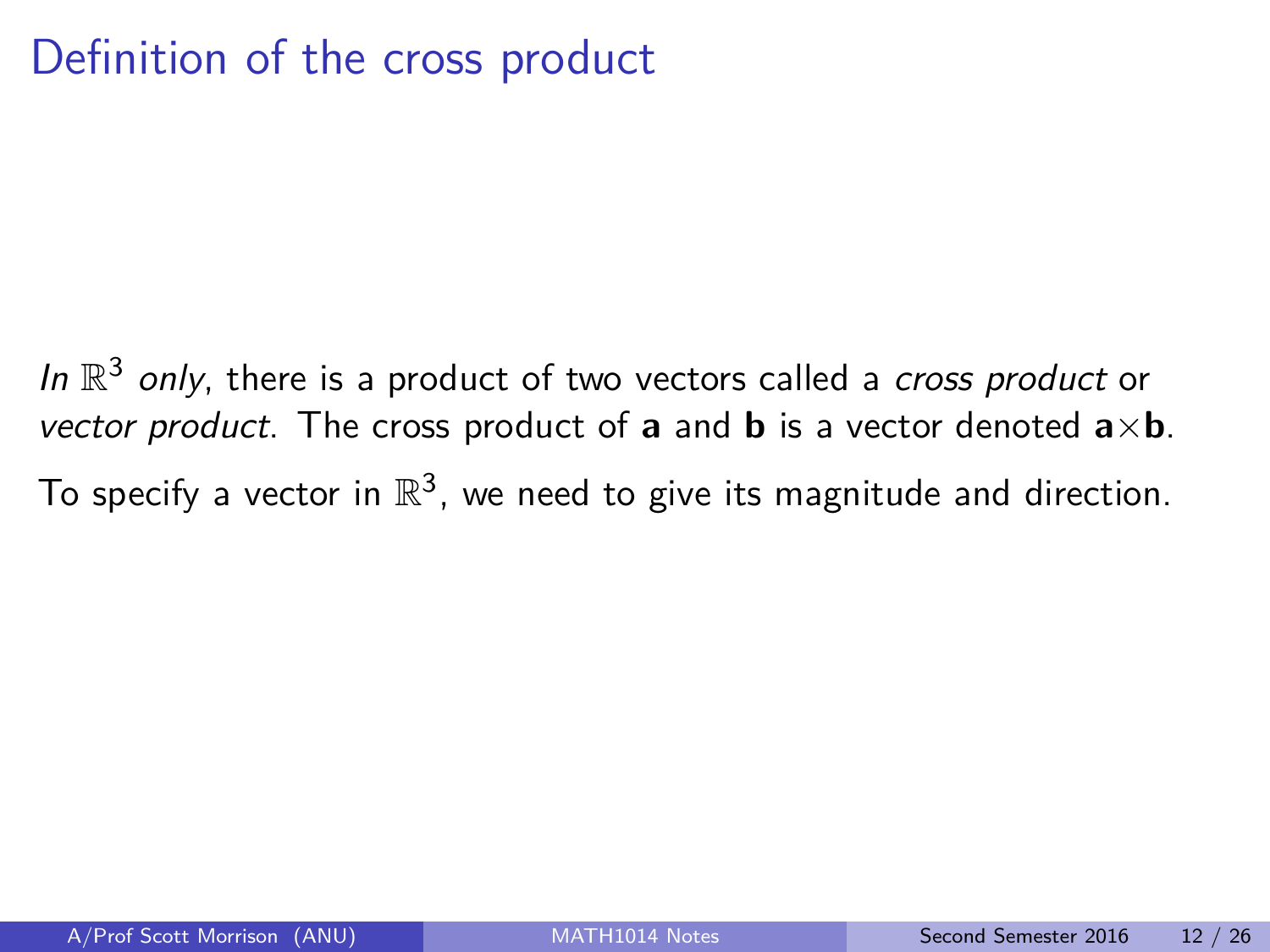# Definition of the cross product

*In* $\mathbb{R}^3$ *only*, there is a product of two vectors called a *cross product* or *vector product*. The cross product of $\mathbf{a}$ and $\mathbf{b}$ is a vector denoted $\mathbf{a}\times\mathbf{b}$.

To specify a vector in $\mathbb{R}^3$, we need to give its magnitude and direction.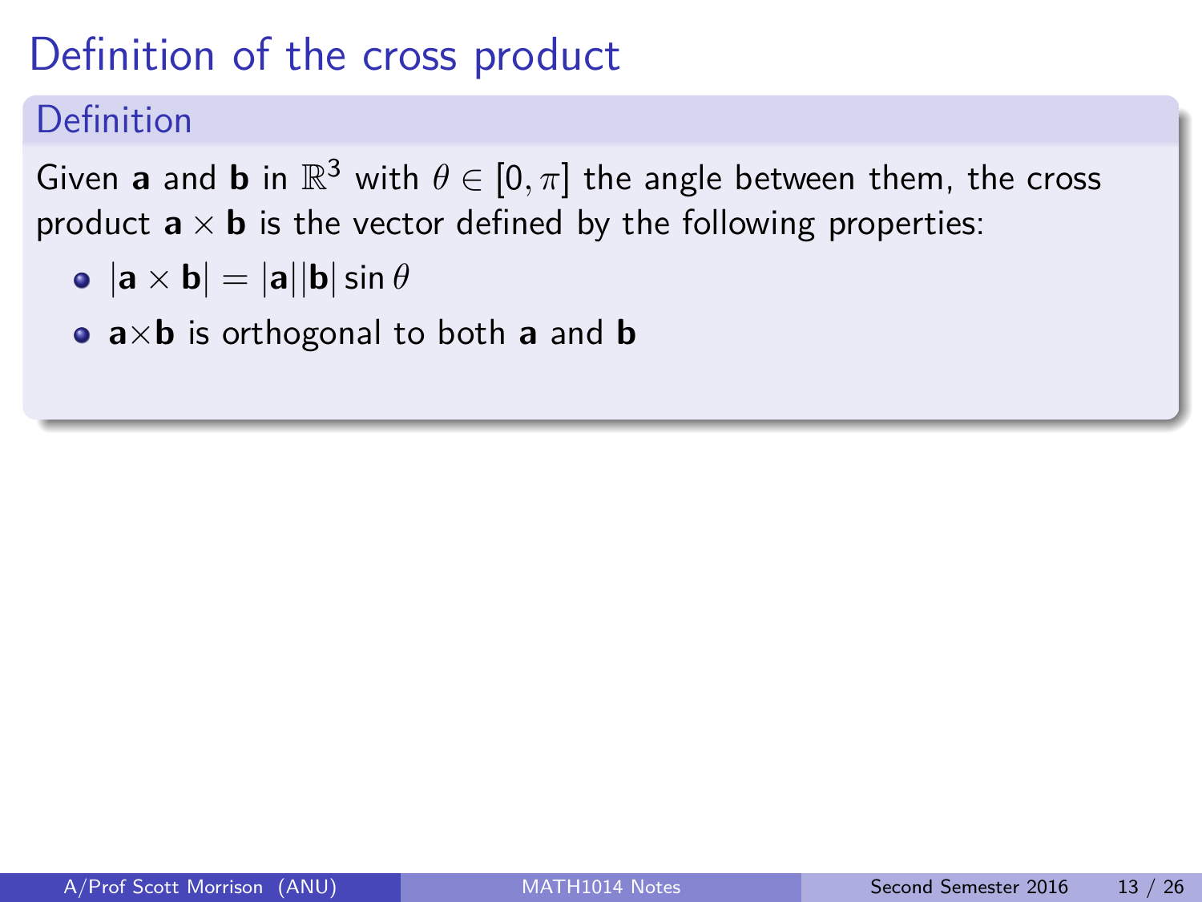# Definition of the cross product

## Definition

Given $\mathbf{a}$ and $\mathbf{b}$ in $\mathbb{R}^3$ with $\theta \in [0, \pi]$ the angle between them, the cross product $\mathbf{a} \times \mathbf{b}$ is the vector defined by the following properties:

- $|\mathbf{a} \times \mathbf{b}| = |\mathbf{a}||\mathbf{b}| \sin \theta$
- $\mathbf{a} \times \mathbf{b}$ is orthogonal to both $\mathbf{a}$ and $\mathbf{b}$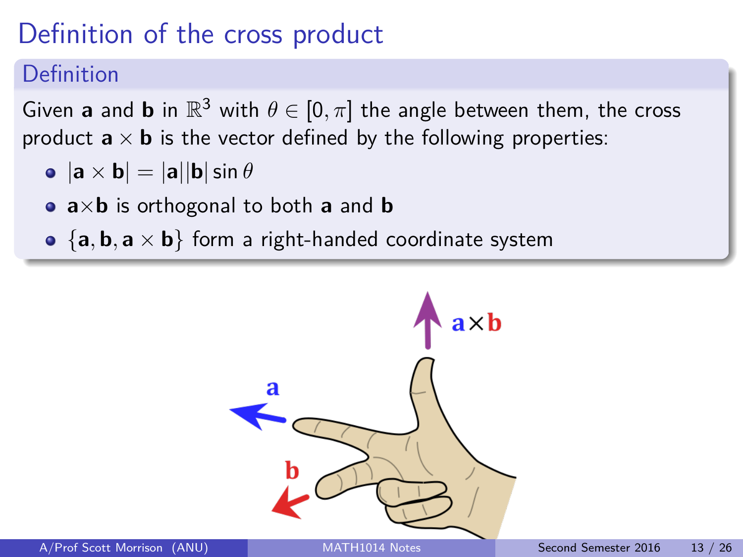# Definition of the cross product

## Definition

Given $\mathbf{a}$ and $\mathbf{b}$ in $\mathbb{R}^3$ with $\theta \in [0, \pi]$ the angle between them, the cross product $\mathbf{a} \times \mathbf{b}$ is the vector defined by the following properties:

- $|\mathbf{a} \times \mathbf{b}| = |\mathbf{a}||\mathbf{b}| \sin \theta$
- $\mathbf{a} \times \mathbf{b}$ is orthogonal to both $\mathbf{a}$ and $\mathbf{b}$
- $\{\mathbf{a}, \mathbf{b}, \mathbf{a} \times \mathbf{b}\}$ form a right-handed coordinate system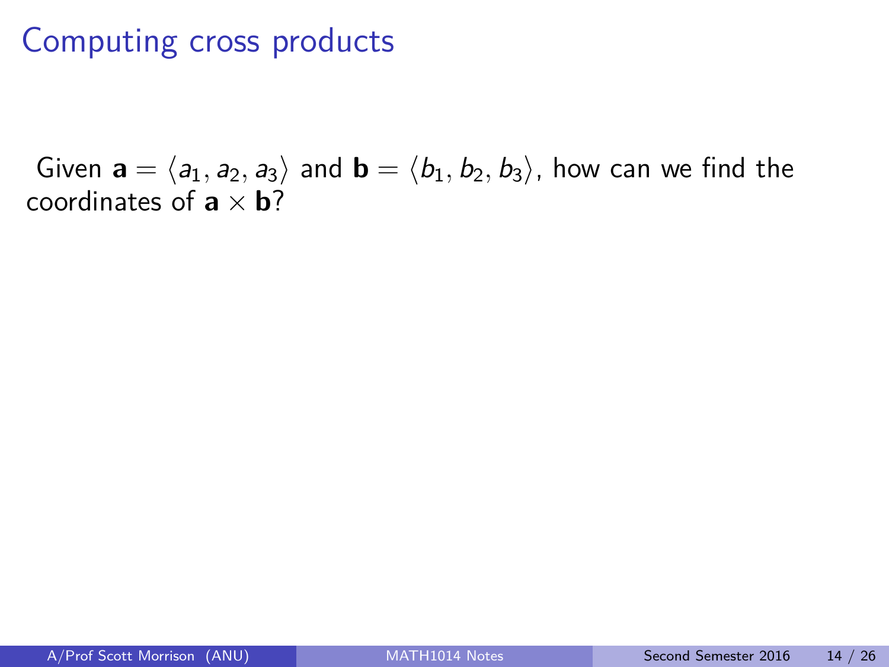# Computing cross products

Given $\mathbf{a} = \langle a_1, a_2, a_3 \rangle$ and $\mathbf{b} = \langle b_1, b_2, b_3 \rangle$, how can we find the coordinates of $\mathbf{a} \times \mathbf{b}$?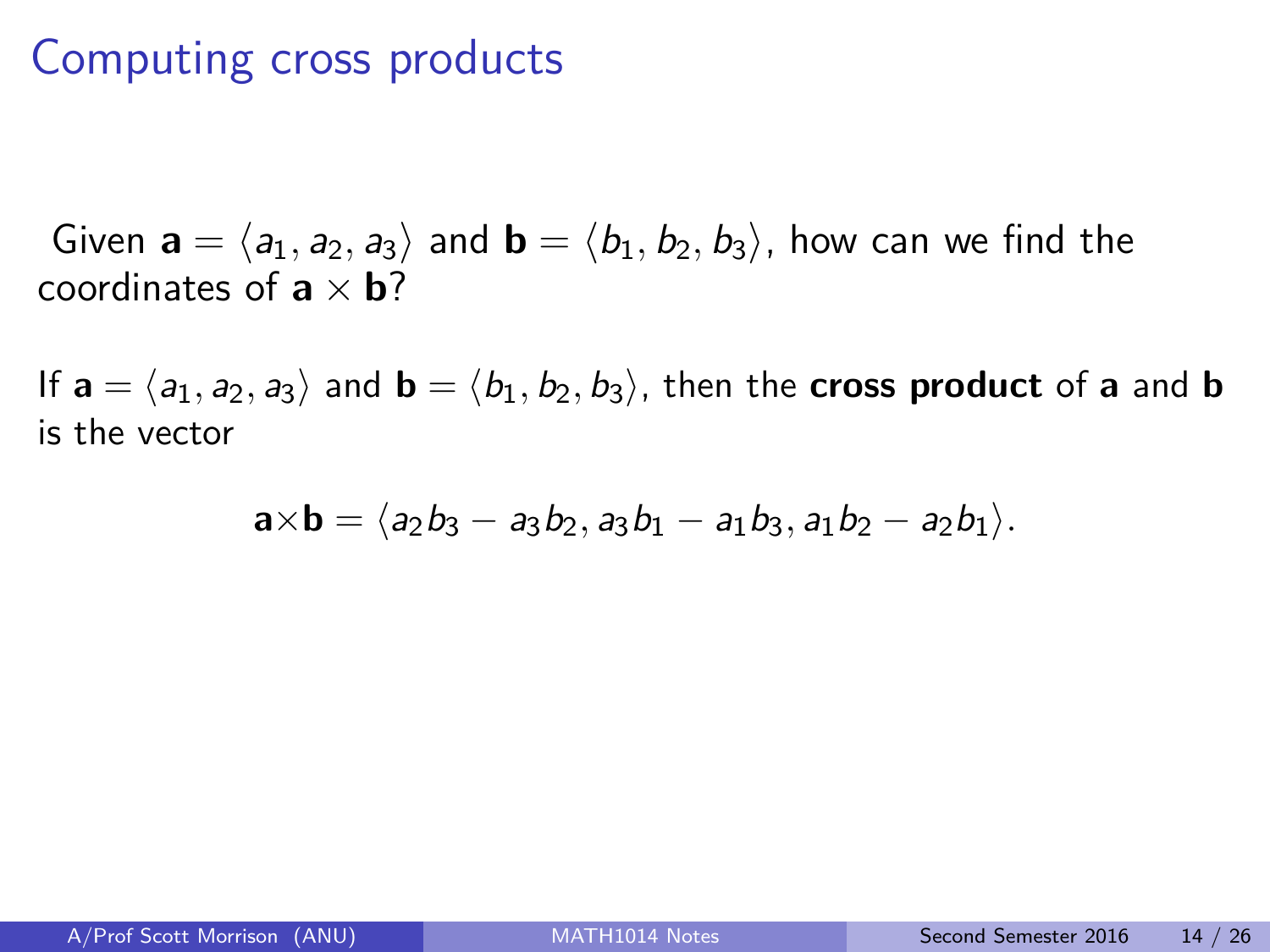# Computing cross products

Given $\mathbf{a} = \langle a_1, a_2, a_3 \rangle$ and $\mathbf{b} = \langle b_1, b_2, b_3 \rangle$, how can we find the coordinates of $\mathbf{a} \times \mathbf{b}$?

If $\mathbf{a} = \langle a_1, a_2, a_3 \rangle$ and $\mathbf{b} = \langle b_1, b_2, b_3 \rangle$, then the **cross product** of **a** and **b** is the vector

$$\mathbf{a} \times \mathbf{b} = \langle a_2 b_3 - a_3 b_2, a_3 b_1 - a_1 b_3, a_1 b_2 - a_2 b_1 \rangle.$$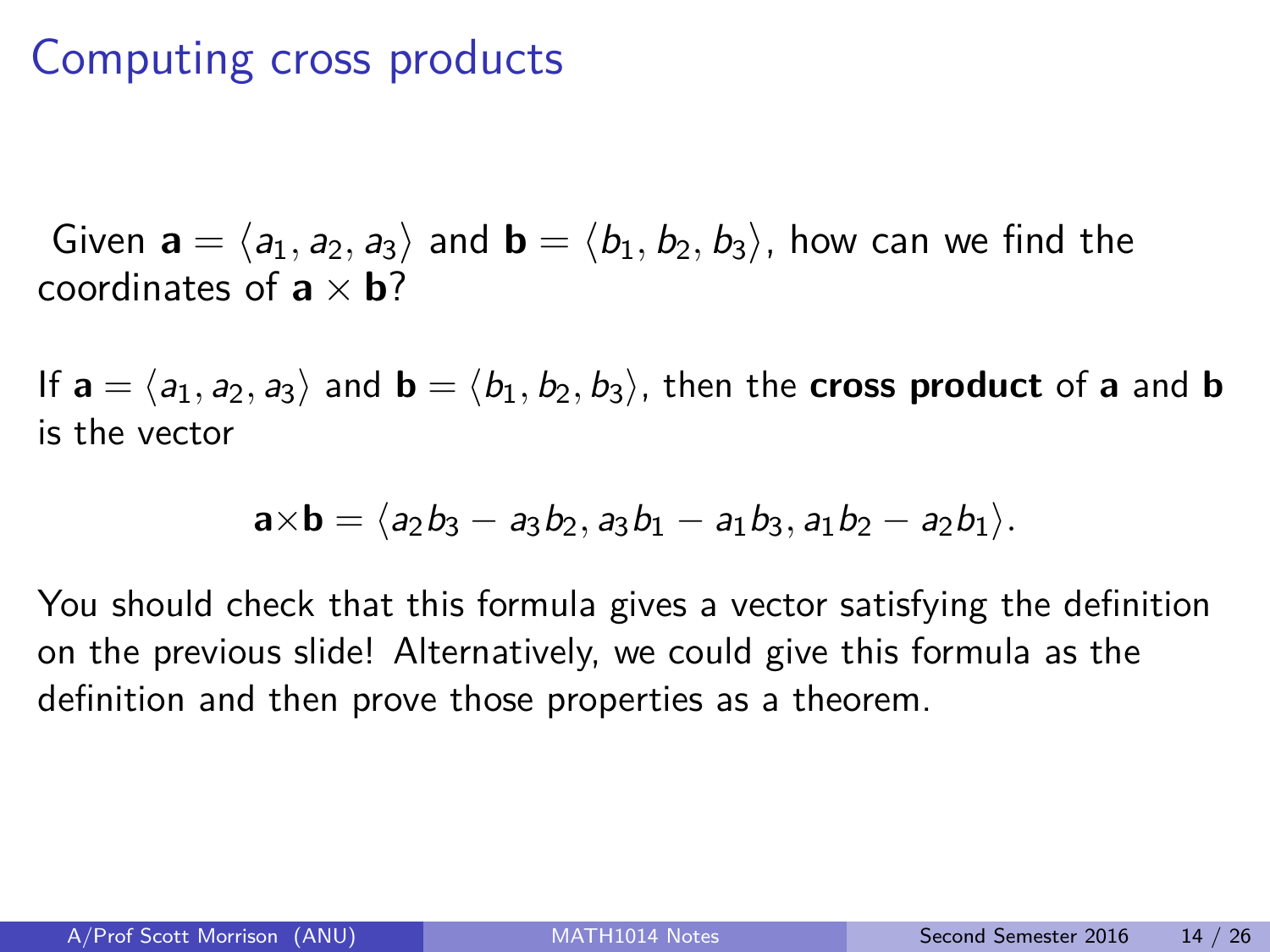# Computing cross products

Given $\mathbf{a} = \langle a_1, a_2, a_3 \rangle$ and $\mathbf{b} = \langle b_1, b_2, b_3 \rangle$, how can we find the coordinates of $\mathbf{a} \times \mathbf{b}$?

If $\mathbf{a} = \langle a_1, a_2, a_3 \rangle$ and $\mathbf{b} = \langle b_1, b_2, b_3 \rangle$, then the **cross product** of **a** and **b** is the vector

$$\mathbf{a} \times \mathbf{b} = \langle a_2 b_3 - a_3 b_2, a_3 b_1 - a_1 b_3, a_1 b_2 - a_2 b_1 \rangle.$$

You should check that this formula gives a vector satisfying the definition on the previous slide! Alternatively, we could give this formula as the definition and then prove those properties as a theorem.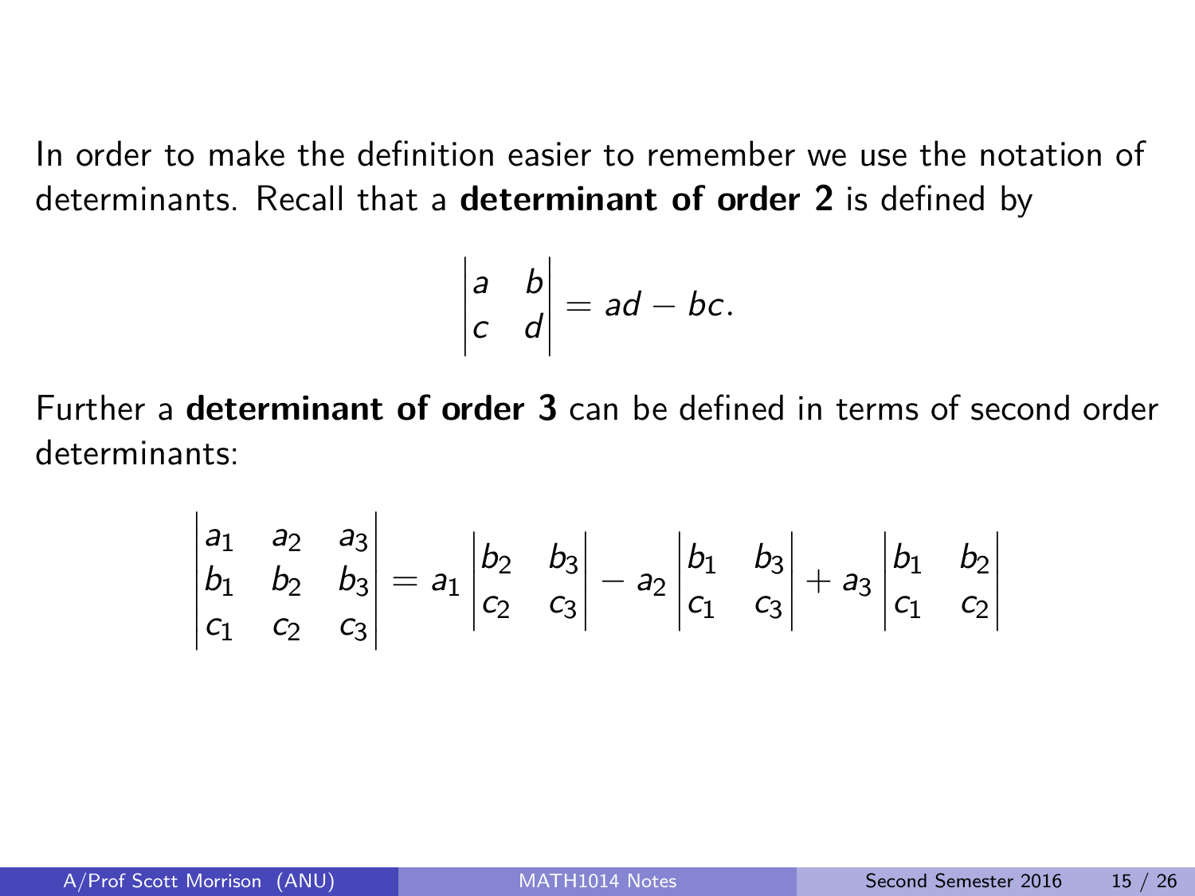In order to make the definition easier to remember we use the notation of determinants. Recall that a **determinant of order 2** is defined by

$$\begin{vmatrix} a & b \\ c & d \end{vmatrix} = ad - bc.$$

Further a **determinant of order 3** can be defined in terms of second order determinants:

$$\begin{vmatrix} a_1 & a_2 & a_3 \\ b_1 & b_2 & b_3 \\ c_1 & c_2 & c_3 \end{vmatrix} = a_1 \begin{vmatrix} b_2 & b_3 \\ c_2 & c_3 \end{vmatrix} - a_2 \begin{vmatrix} b_1 & b_3 \\ c_1 & c_3 \end{vmatrix} + a_3 \begin{vmatrix} b_1 & b_2 \\ c_1 & c_2 \end{vmatrix}$$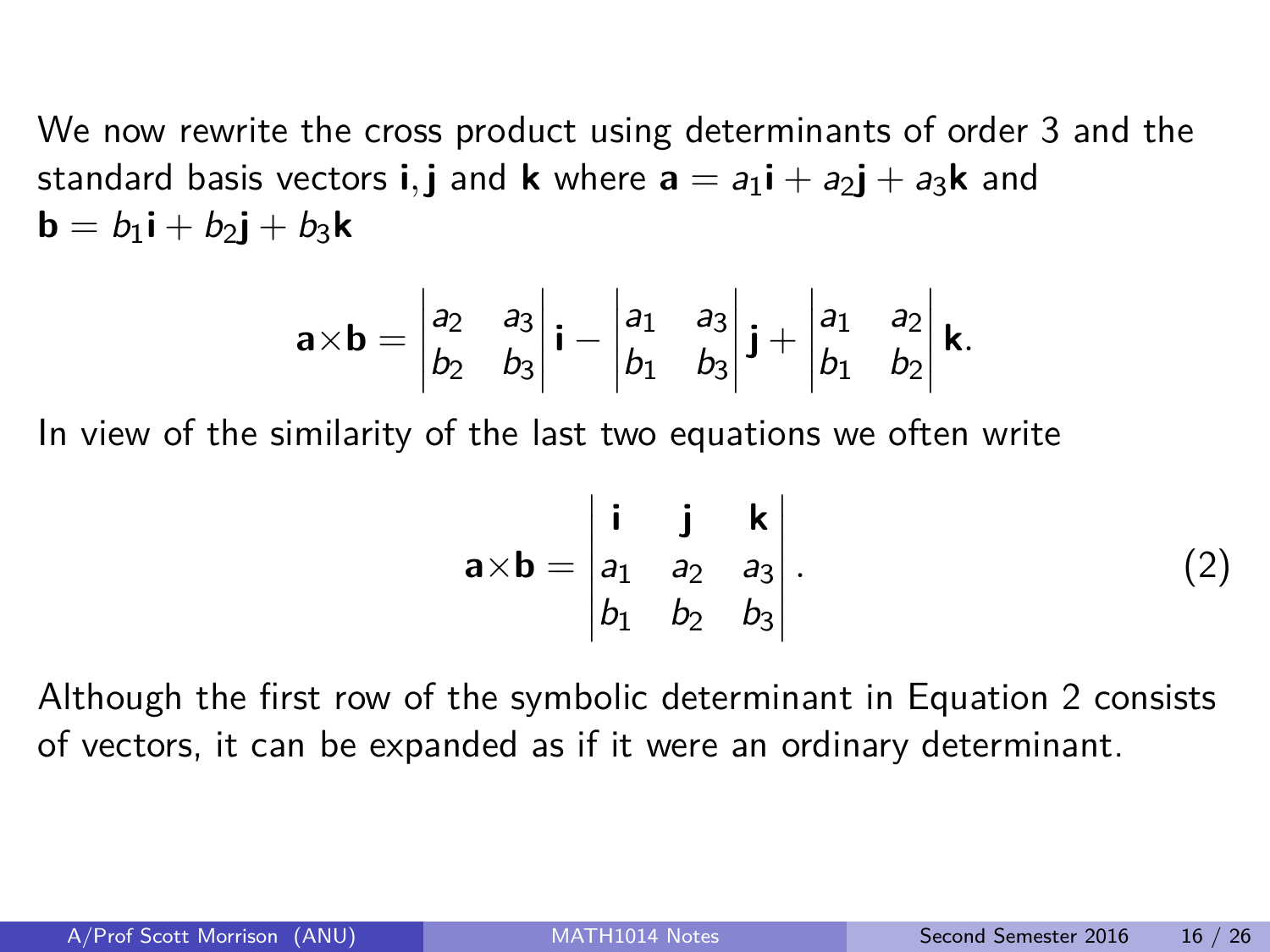We now rewrite the cross product using determinants of order 3 and the standard basis vectors $\mathbf{i}, \mathbf{j}$ and $\mathbf{k}$ where $\mathbf{a} = a_1\mathbf{i} + a_2\mathbf{j} + a_3\mathbf{k}$ and $\mathbf{b} = b_1\mathbf{i} + b_2\mathbf{j} + b_3\mathbf{k}$

$$\mathbf{a} \times \mathbf{b} = \begin{vmatrix} a_2 & a_3 \\ b_2 & b_3 \end{vmatrix} \mathbf{i} - \begin{vmatrix} a_1 & a_3 \\ b_1 & b_3 \end{vmatrix} \mathbf{j} + \begin{vmatrix} a_1 & a_2 \\ b_1 & b_2 \end{vmatrix} \mathbf{k}.$$

In view of the similarity of the last two equations we often write

$$\mathbf{a} \times \mathbf{b} = \begin{vmatrix} \mathbf{i} & \mathbf{j} & \mathbf{k} \\ a_1 & a_2 & a_3 \\ b_1 & b_2 & b_3 \end{vmatrix}. \tag{2}$$

Although the first row of the symbolic determinant in Equation 2 consists of vectors, it can be expanded as if it were an ordinary determinant.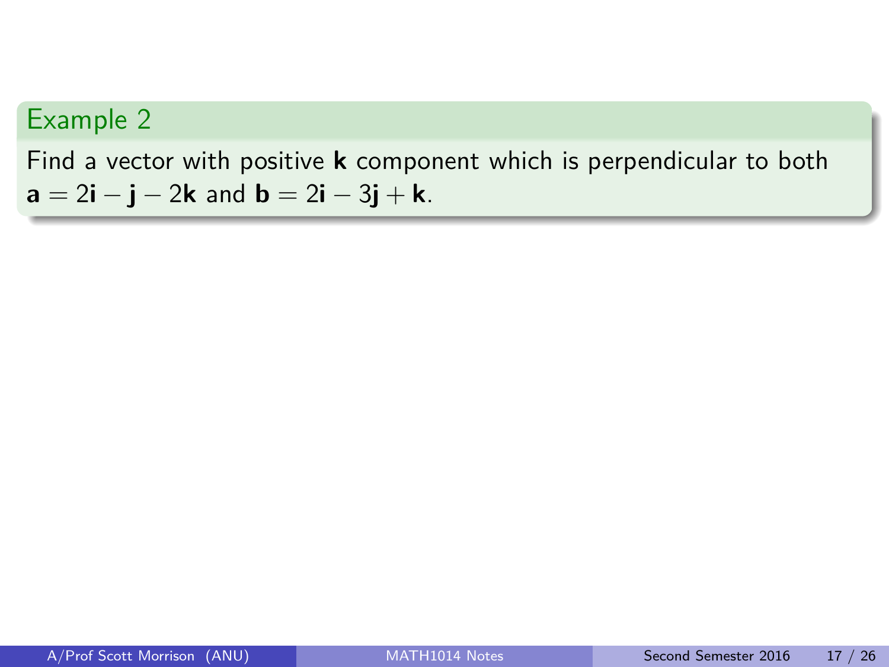### Example 2

Find a vector with positive $\mathbf{k}$ component which is perpendicular to both $\mathbf{a} = 2\mathbf{i} - \mathbf{j} - 2\mathbf{k}$ and $\mathbf{b} = 2\mathbf{i} - 3\mathbf{j} + \mathbf{k}$.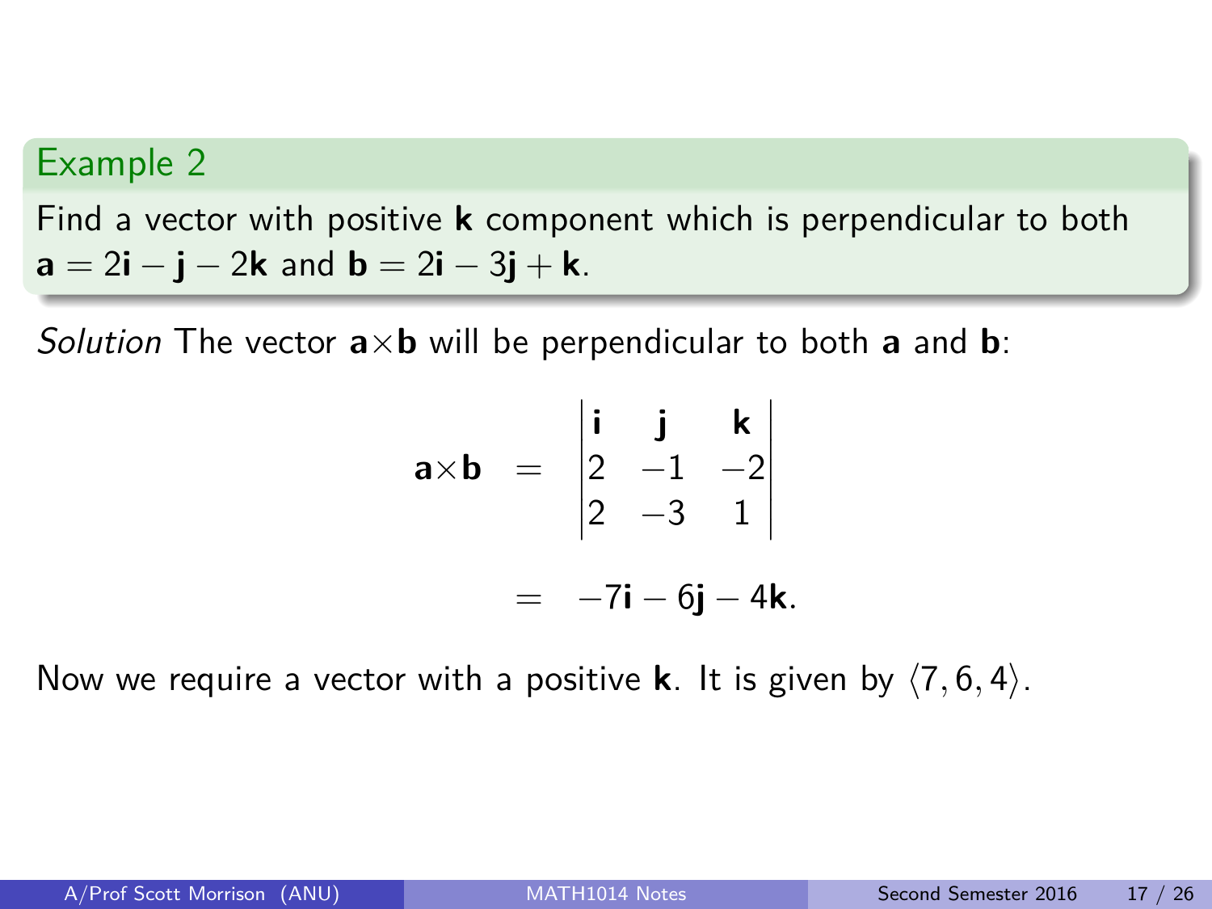## Example 2

Find a vector with positive $\mathbf{k}$ component which is perpendicular to both $\mathbf{a} = 2\mathbf{i} - \mathbf{j} - 2\mathbf{k}$ and $\mathbf{b} = 2\mathbf{i} - 3\mathbf{j} + \mathbf{k}$.

*Solution* The vector $\mathbf{a}\times\mathbf{b}$ will be perpendicular to both $\mathbf{a}$ and $\mathbf{b}$:

$$
\begin{aligned}
\mathbf{a}\times\mathbf{b} &= \begin{vmatrix} \mathbf{i} & \mathbf{j} & \mathbf{k} \\ 2 & -1 & -2 \\ 2 & -3 & 1 \end{vmatrix} \\
&= -7\mathbf{i} - 6\mathbf{j} - 4\mathbf{k}.
\end{aligned}
$$

Now we require a vector with a positive $\mathbf{k}$. It is given by $\langle 7, 6, 4 \rangle$.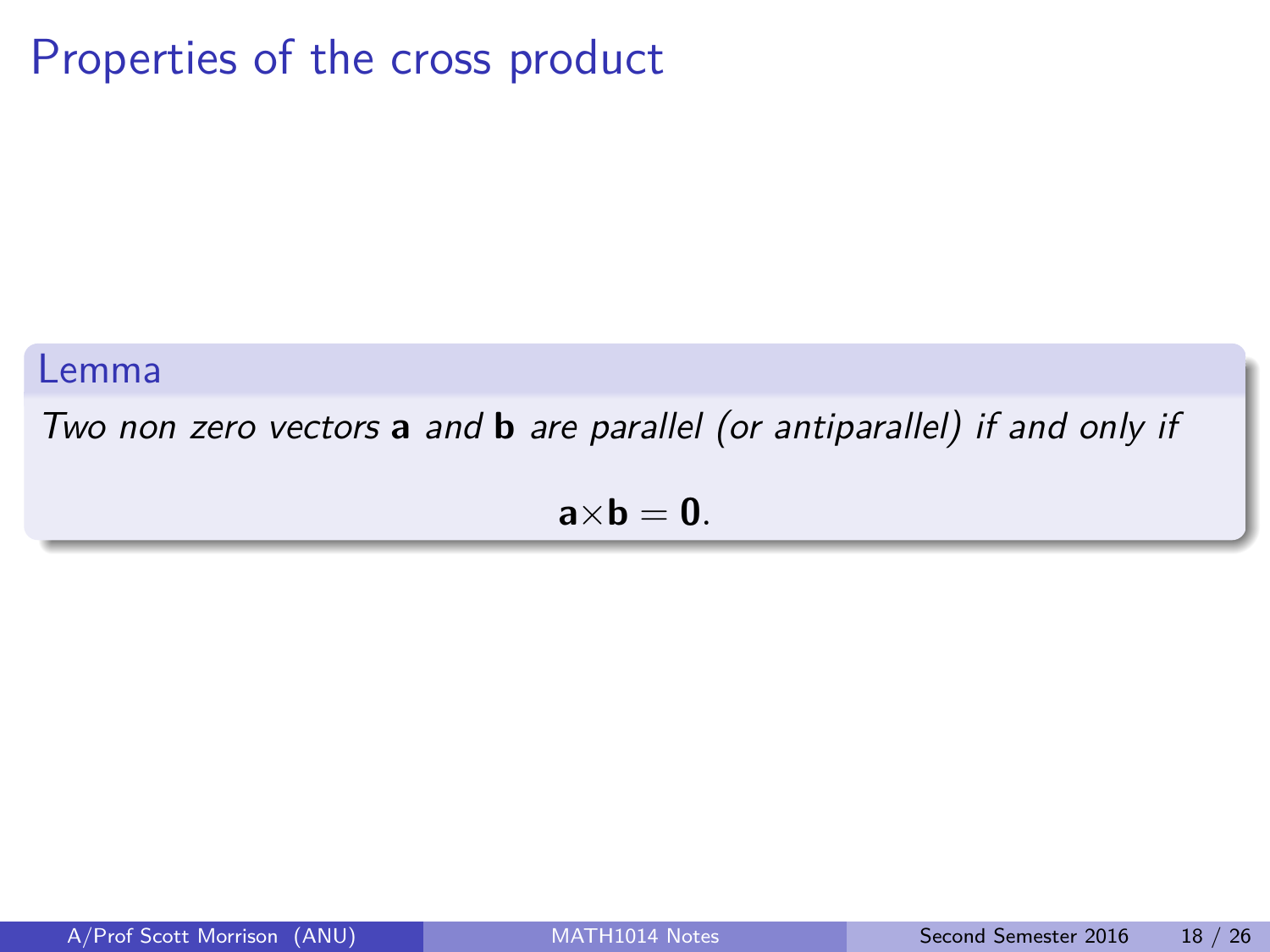# Properties of the cross product

**Lemma**

*Two non zero vectors* $\mathbf{a}$ *and* $\mathbf{b}$ *are parallel (or antiparallel) if and only if*

$$\mathbf{a}\times\mathbf{b} = \mathbf{0}.$$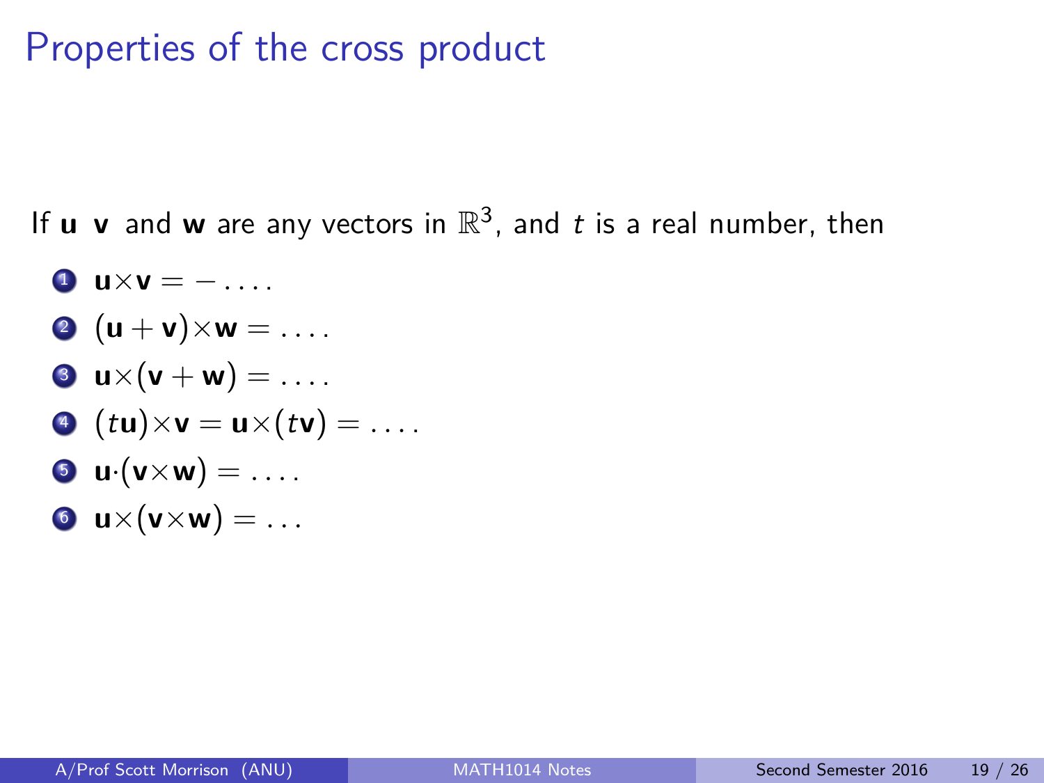# Properties of the cross product

If **u** **v** and **w** are any vectors in $\mathbb{R}^3$, and $t$ is a real number, then

1. $\mathbf{u} \times \mathbf{v} = - \ldots.$
2. $(\mathbf{u} + \mathbf{v}) \times \mathbf{w} = \ldots.$
3. $\mathbf{u} \times (\mathbf{v} + \mathbf{w}) = \ldots.$
4. $(t\mathbf{u}) \times \mathbf{v} = \mathbf{u} \times (t\mathbf{v}) = \ldots.$
5. $\mathbf{u} \cdot (\mathbf{v} \times \mathbf{w}) = \ldots.$
6. $\mathbf{u} \times (\mathbf{v} \times \mathbf{w}) = \ldots$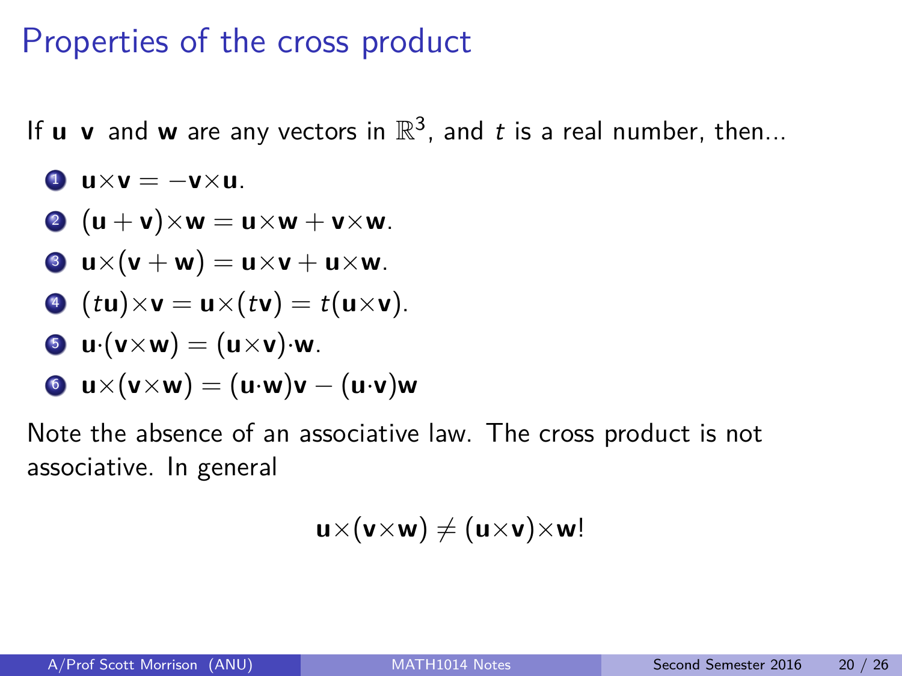# Properties of the cross product

If $\mathbf{u}$ $\mathbf{v}$ and $\mathbf{w}$ are any vectors in $\mathbb{R}^3$, and $t$ is a real number, then...

1. $\mathbf{u}\times\mathbf{v} = -\mathbf{v}\times\mathbf{u}$.
2. $(\mathbf{u}+\mathbf{v})\times\mathbf{w} = \mathbf{u}\times\mathbf{w} + \mathbf{v}\times\mathbf{w}$.
3. $\mathbf{u}\times(\mathbf{v}+\mathbf{w}) = \mathbf{u}\times\mathbf{v} + \mathbf{u}\times\mathbf{w}$.
4. $(t\mathbf{u})\times\mathbf{v} = \mathbf{u}\times(t\mathbf{v}) = t(\mathbf{u}\times\mathbf{v})$.
5. $\mathbf{u}\cdot(\mathbf{v}\times\mathbf{w}) = (\mathbf{u}\times\mathbf{v})\cdot\mathbf{w}$.
6. $\mathbf{u}\times(\mathbf{v}\times\mathbf{w}) = (\mathbf{u}\cdot\mathbf{w})\mathbf{v} - (\mathbf{u}\cdot\mathbf{v})\mathbf{w}$

Note the absence of an associative law. The cross product is not associative. In general

$$\mathbf{u}\times(\mathbf{v}\times\mathbf{w}) \neq (\mathbf{u}\times\mathbf{v})\times\mathbf{w}!$$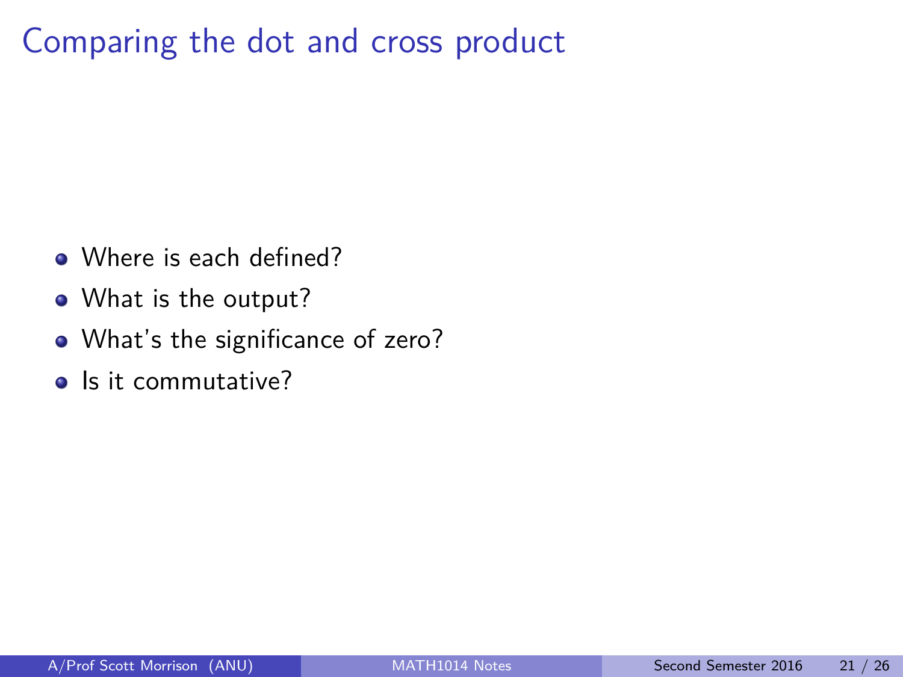# Comparing the dot and cross product

- Where is each defined?
- What is the output?
- What's the significance of zero?
- Is it commutative?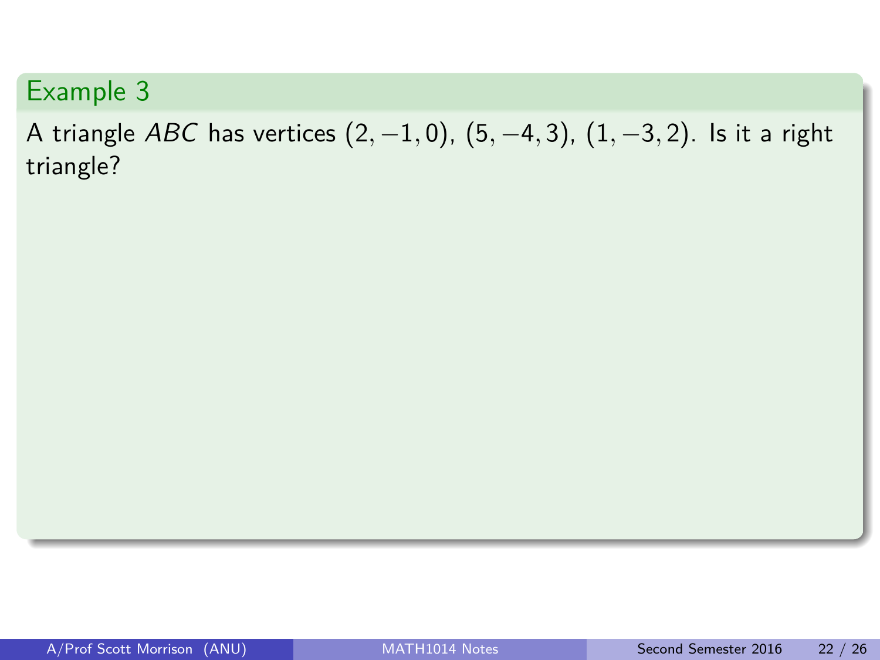## Example 3

A triangle $ABC$ has vertices $(2, -1, 0)$, $(5, -4, 3)$, $(1, -3, 2)$. Is it a right triangle?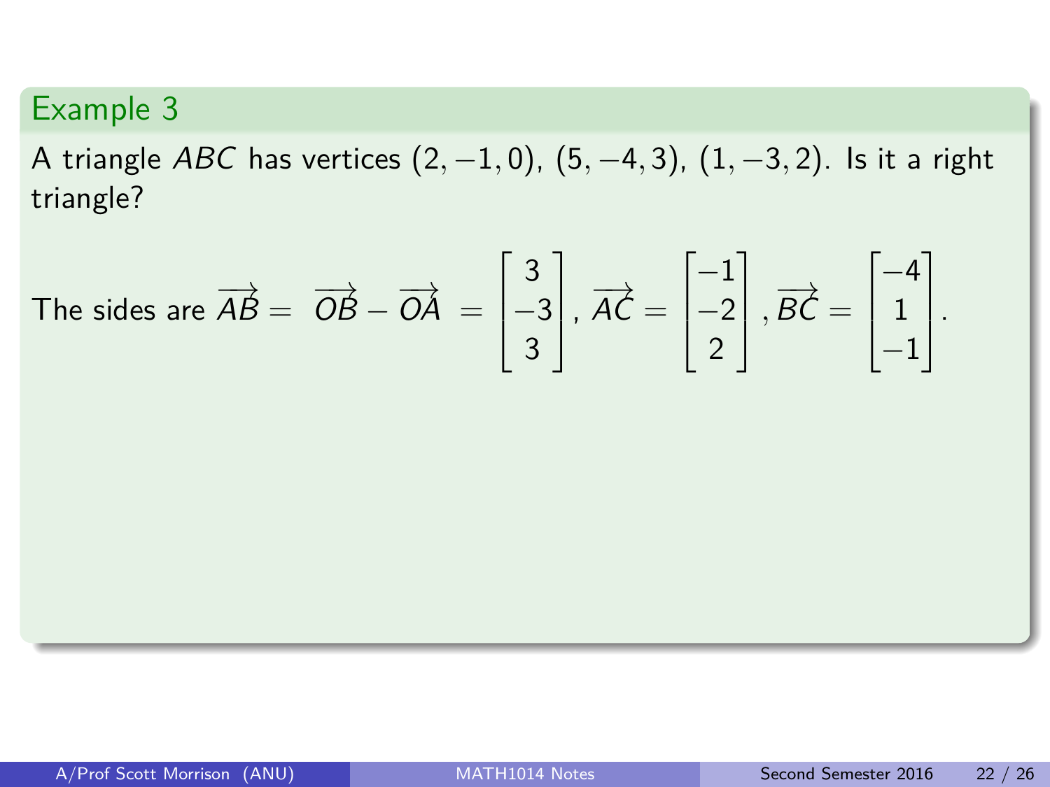## Example 3

A triangle $ABC$ has vertices $(2, -1, 0)$, $(5, -4, 3)$, $(1, -3, 2)$. Is it a right triangle?

The sides are $\overrightarrow{AB} = \overrightarrow{OB} - \overrightarrow{OA} = \begin{bmatrix} 3 \\ -3 \\ 3 \end{bmatrix}$, $\overrightarrow{AC} = \begin{bmatrix} -1 \\ -2 \\ 2 \end{bmatrix}$, $\overrightarrow{BC} = \begin{bmatrix} -4 \\ 1 \\ -1 \end{bmatrix}$.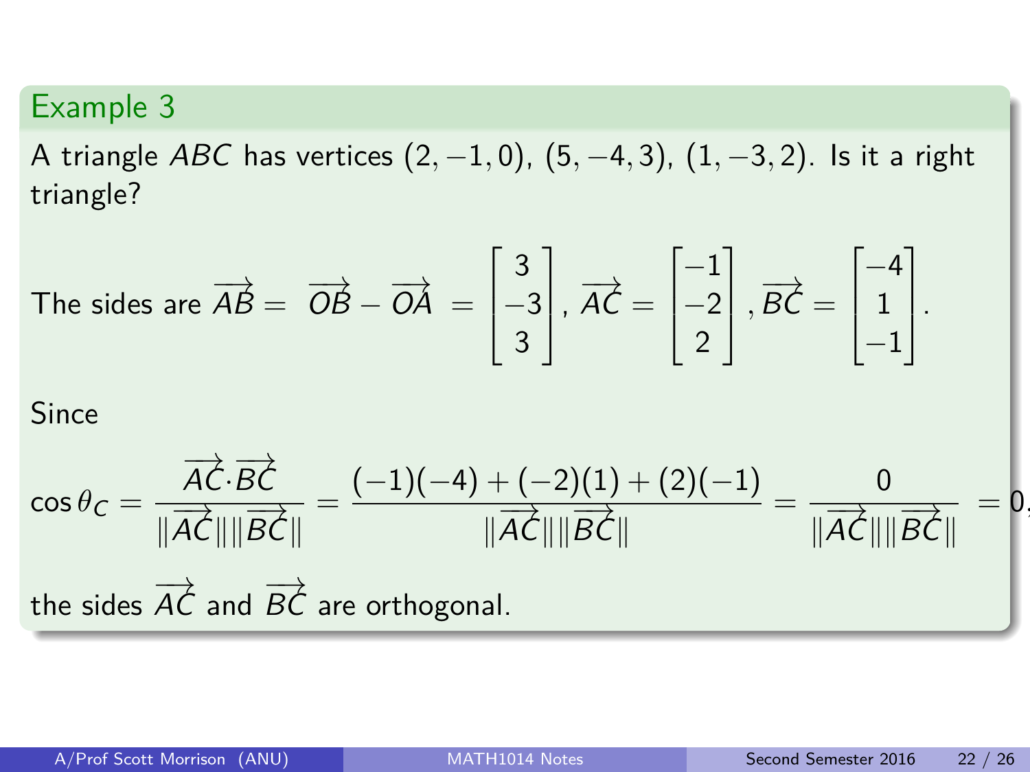## Example 3

A triangle $ABC$ has vertices $(2, -1, 0)$, $(5, -4, 3)$, $(1, -3, 2)$. Is it a right triangle?

The sides are $\overrightarrow{AB} = \overrightarrow{OB} - \overrightarrow{OA} = \begin{bmatrix} 3 \\ -3 \\ 3 \end{bmatrix}$, $\overrightarrow{AC} = \begin{bmatrix} -1 \\ -2 \\ 2 \end{bmatrix}$, $\overrightarrow{BC} = \begin{bmatrix} -4 \\ 1 \\ -1 \end{bmatrix}$.

Since

$$\cos\theta_C = \frac{\overrightarrow{AC} \cdot \overrightarrow{BC}}{\|\overrightarrow{AC}\|\|\overrightarrow{BC}\|} = \frac{(-1)(-4) + (-2)(1) + (2)(-1)}{\|\overrightarrow{AC}\|\|\overrightarrow{BC}\|} = \frac{0}{\|\overrightarrow{AC}\|\|\overrightarrow{BC}\|} = 0,$$

the sides $\overrightarrow{AC}$ and $\overrightarrow{BC}$ are orthogonal.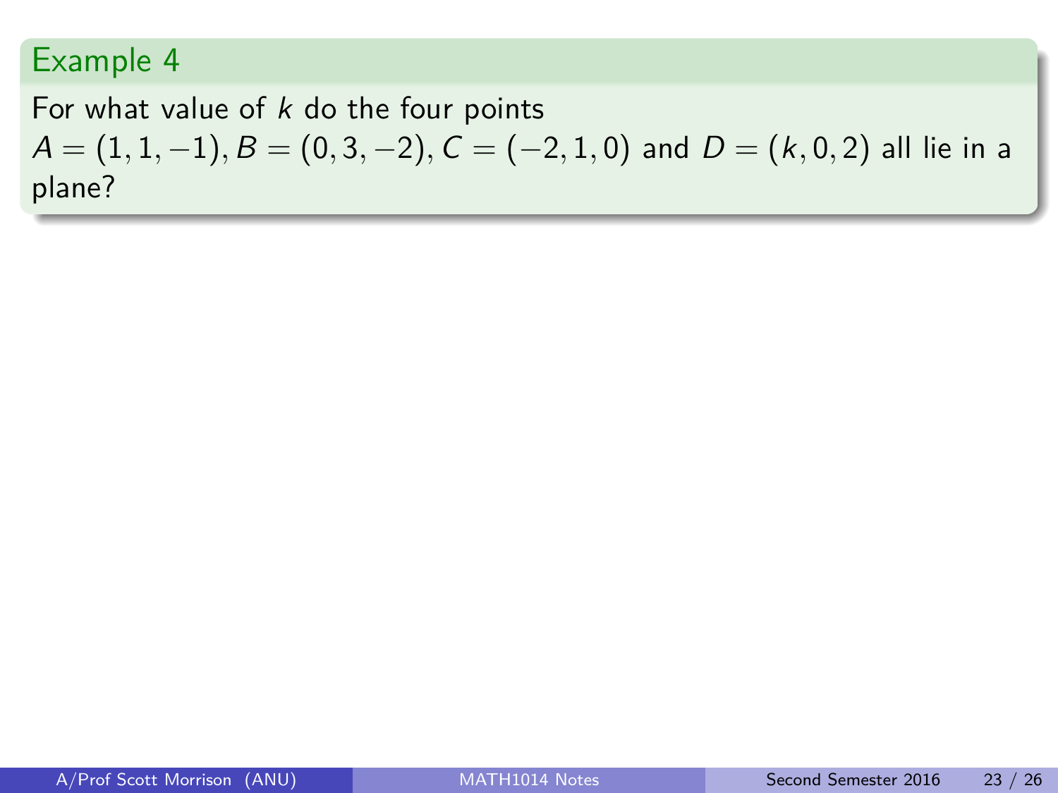## Example 4

For what value of $k$ do the four points $A = (1, 1, -1), B = (0, 3, -2), C = (-2, 1, 0)$ and $D = (k, 0, 2)$ all lie in a plane?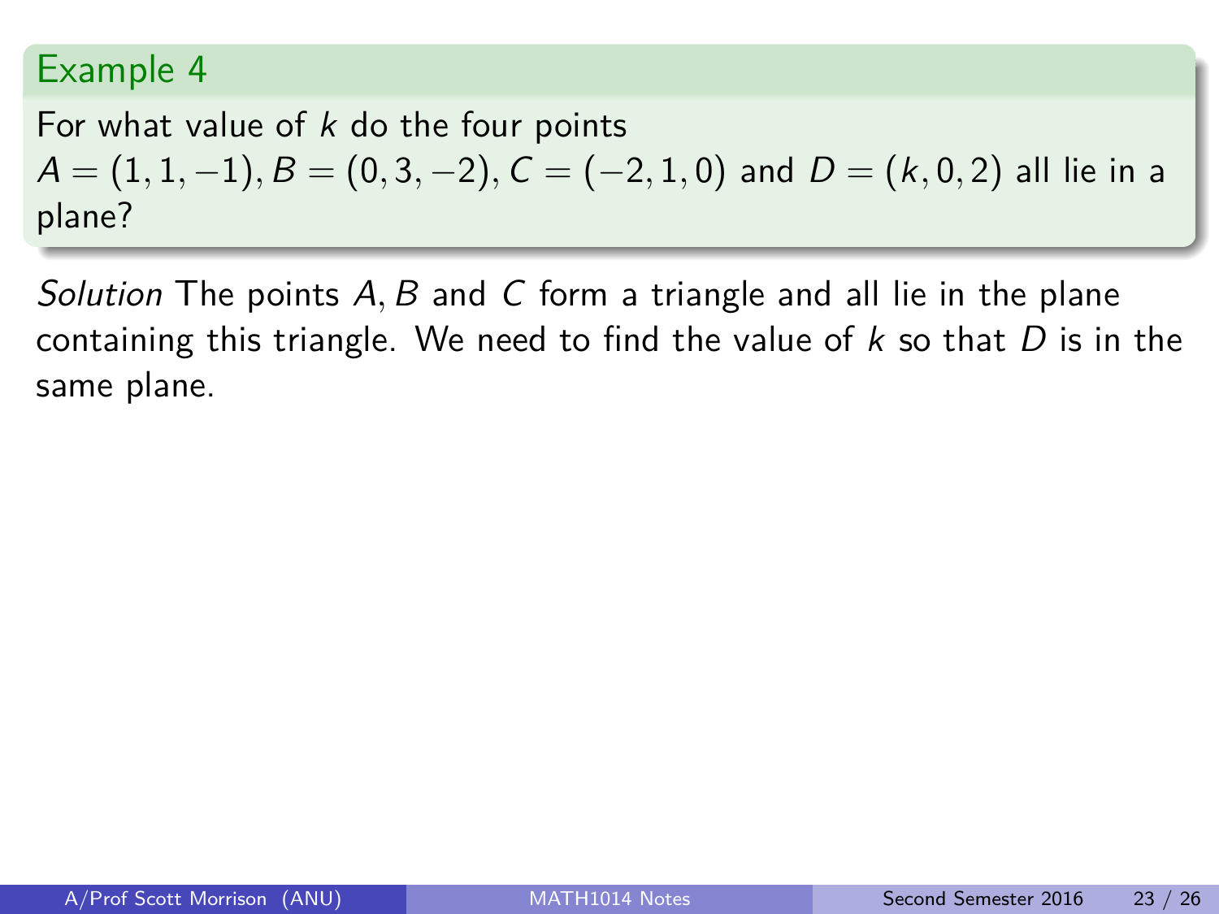### Example 4

For what value of $k$ do the four points $A = (1, 1, -1), B = (0, 3, -2), C = (-2, 1, 0)$ and $D = (k, 0, 2)$ all lie in a plane?

*Solution* The points $A, B$ and $C$ form a triangle and all lie in the plane containing this triangle. We need to find the value of $k$ so that $D$ is in the same plane.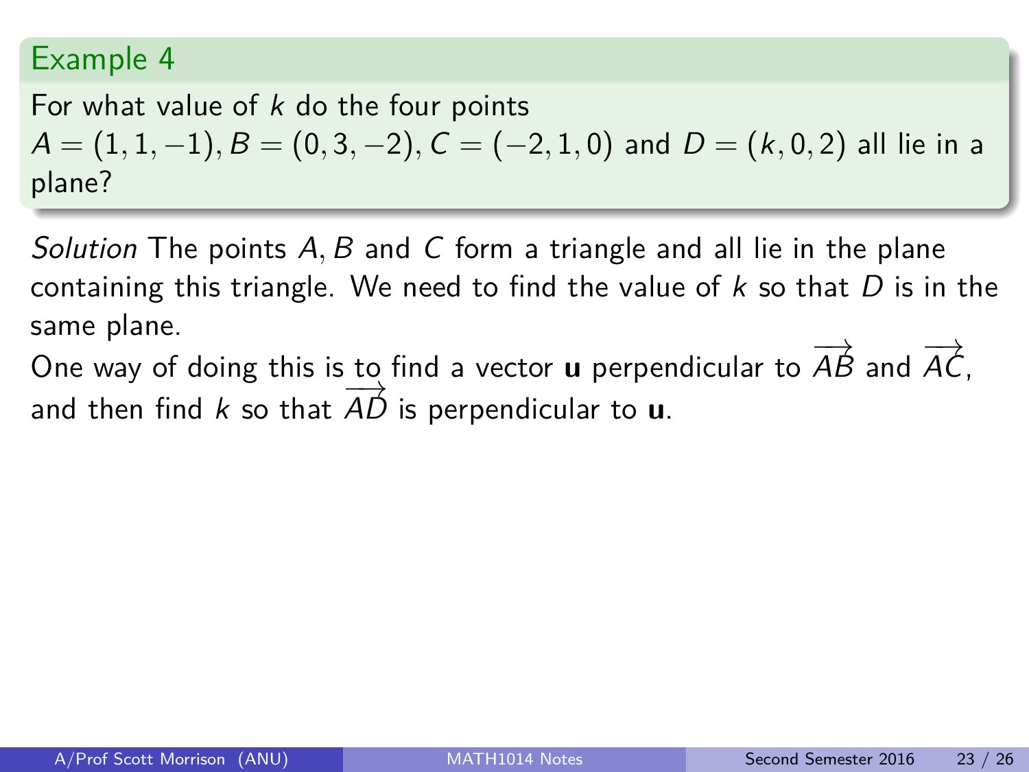## Example 4

For what value of $k$ do the four points $A = (1, 1, -1), B = (0, 3, -2), C = (-2, 1, 0)$ and $D = (k, 0, 2)$ all lie in a plane?

*Solution* The points $A, B$ and $C$ form a triangle and all lie in the plane containing this triangle. We need to find the value of $k$ so that $D$ is in the same plane.

One way of doing this is to find a vector $\mathbf{u}$ perpendicular to $\overrightarrow{AB}$ and $\overrightarrow{AC}$, and then find $k$ so that $\overrightarrow{AD}$ is perpendicular to $\mathbf{u}$.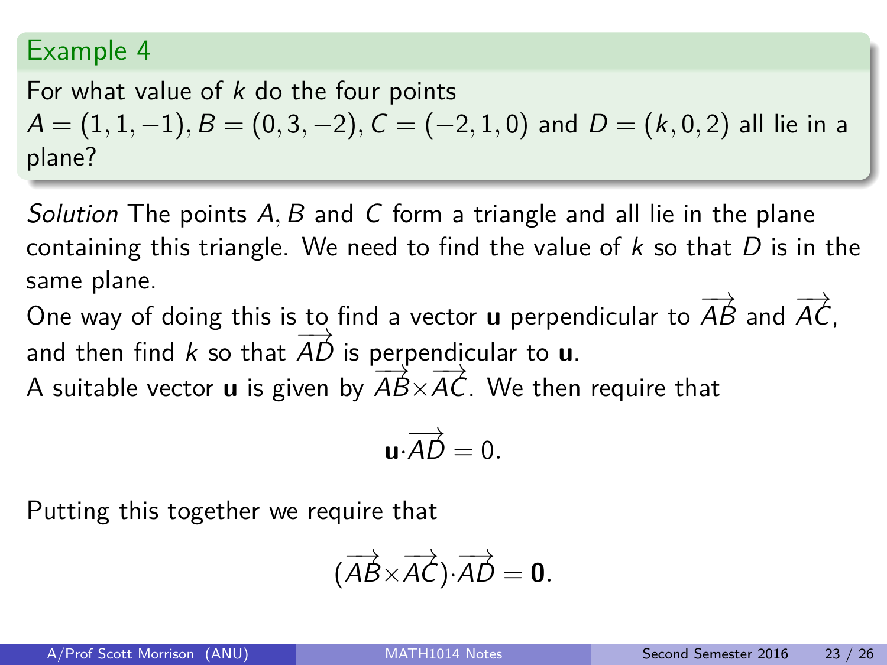## Example 4

For what value of $k$ do the four points $A = (1, 1, -1), B = (0, 3, -2), C = (-2, 1, 0)$ and $D = (k, 0, 2)$ all lie in a plane?

*Solution* The points $A, B$ and $C$ form a triangle and all lie in the plane containing this triangle. We need to find the value of $k$ so that $D$ is in the same plane.

One way of doing this is to find a vector $\mathbf{u}$ perpendicular to $\overrightarrow{AB}$ and $\overrightarrow{AC}$, and then find $k$ so that $\overrightarrow{AD}$ is perpendicular to $\mathbf{u}$.

A suitable vector $\mathbf{u}$ is given by $\overrightarrow{AB} \times \overrightarrow{AC}$. We then require that

$$\mathbf{u} \cdot \overrightarrow{AD} = 0.$$

Putting this together we require that

$$(\overrightarrow{AB} \times \overrightarrow{AC}) \cdot \overrightarrow{AD} = \mathbf{0}.$$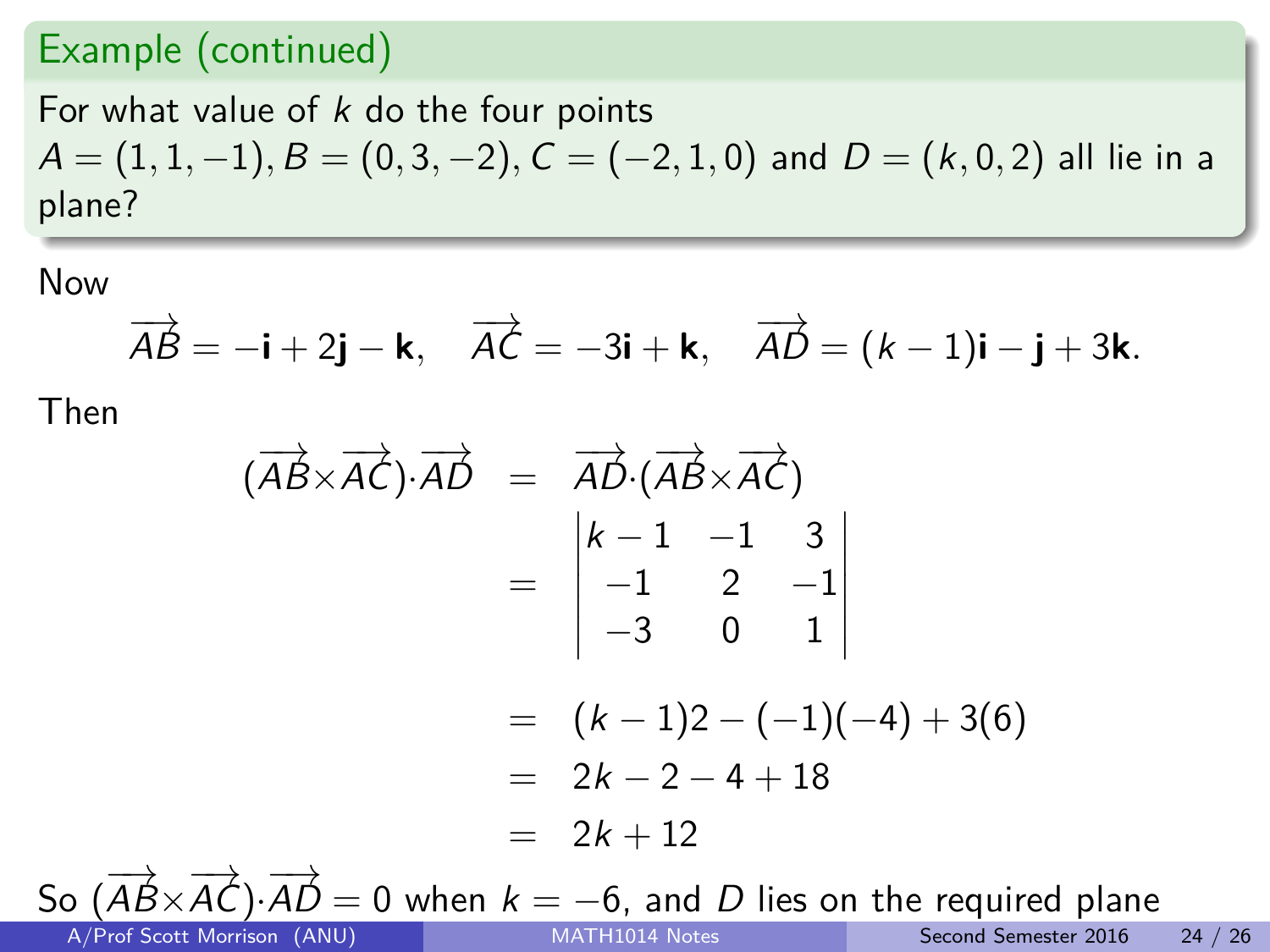## Example (continued)

For what value of $k$ do the four points $A = (1, 1, -1), B = (0, 3, -2), C = (-2, 1, 0)$ and $D = (k, 0, 2)$ all lie in a plane?

Now

$$\overrightarrow{AB} = -\mathbf{i} + 2\mathbf{j} - \mathbf{k}, \quad \overrightarrow{AC} = -3\mathbf{i} + \mathbf{k}, \quad \overrightarrow{AD} = (k-1)\mathbf{i} - \mathbf{j} + 3\mathbf{k}.$$

Then

$$\begin{aligned}
(\overrightarrow{AB} \times \overrightarrow{AC}) \cdot \overrightarrow{AD} &= \overrightarrow{AD} \cdot (\overrightarrow{AB} \times \overrightarrow{AC}) \\
&= \begin{vmatrix} k-1 & -1 & 3 \\ -1 & 2 & -1 \\ -3 & 0 & 1 \end{vmatrix} \\
&= (k-1)2 - (-1)(-4) + 3(6) \\
&= 2k - 2 - 4 + 18 \\
&= 2k + 12
\end{aligned}$$

So $(\overrightarrow{AB} \times \overrightarrow{AC}) \cdot \overrightarrow{AD} = 0$ when $k = -6$, and $D$ lies on the required plane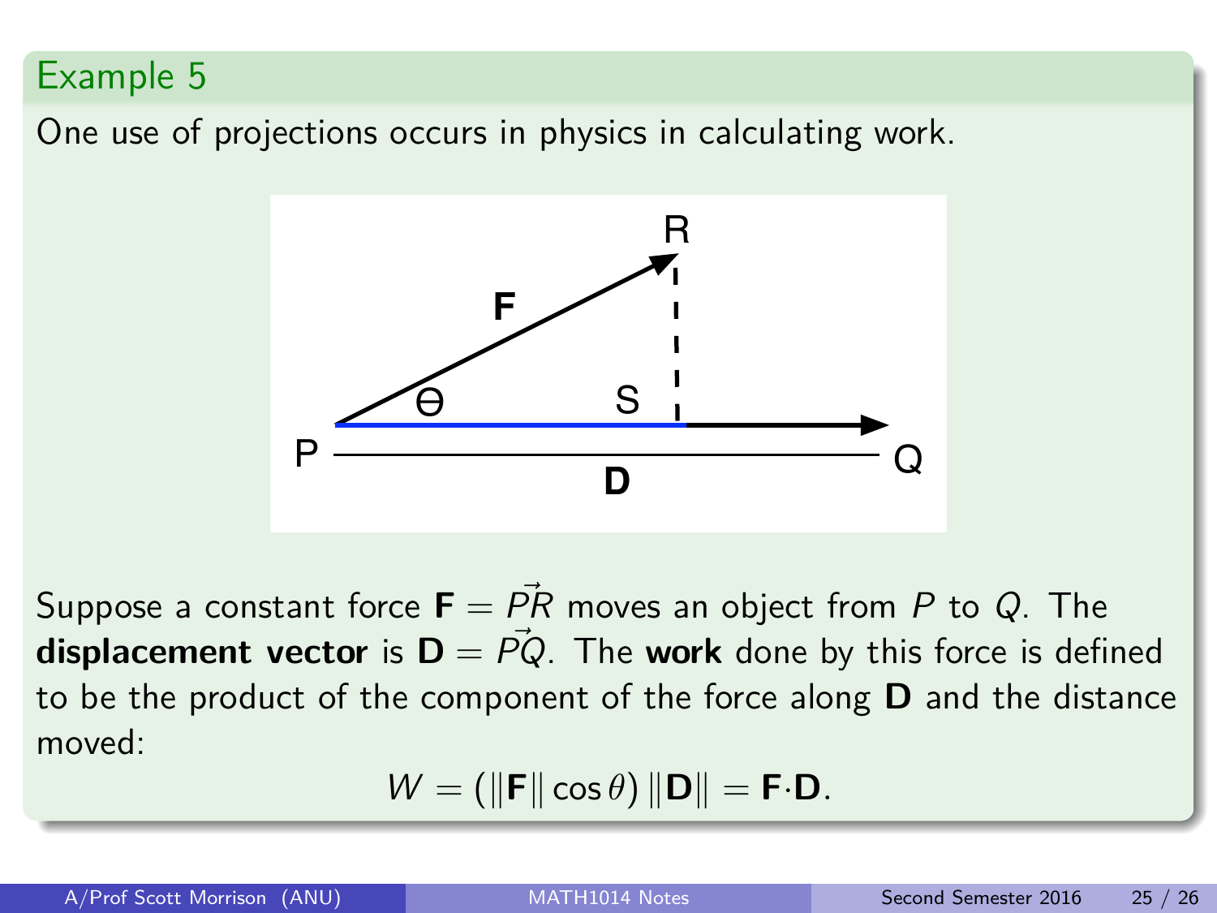## Example 5

One use of projections occurs in physics in calculating work.

Suppose a constant force $\mathbf{F} = \vec{PR}$ moves an object from $P$ to $Q$. The **displacement vector** is $\mathbf{D} = \vec{PQ}$. The **work** done by this force is defined to be the product of the component of the force along $\mathbf{D}$ and the distance moved:

$$W = (\|\mathbf{F}\| \cos\theta) \|\mathbf{D}\| = \mathbf{F} \cdot \mathbf{D}.$$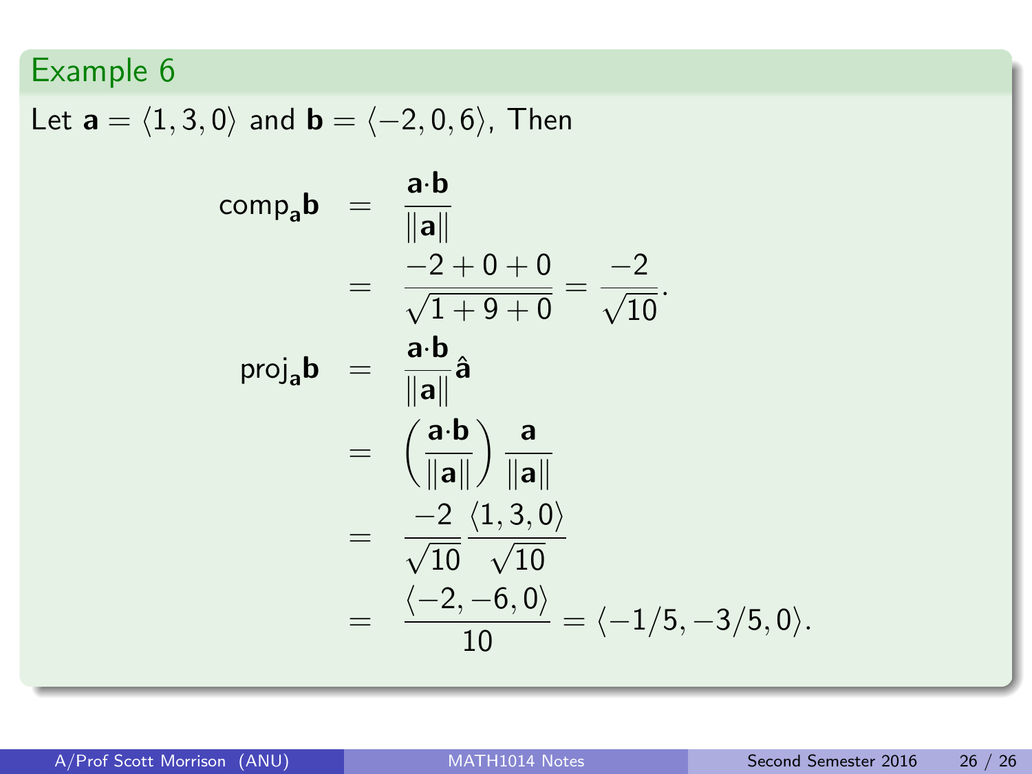## Example 6

Let $\mathbf{a} = \langle 1, 3, 0\rangle$ and $\mathbf{b} = \langle -2, 0, 6\rangle$, Then

$$
\begin{aligned}
\text{comp}_{\mathbf{a}}\mathbf{b} &= \frac{\mathbf{a}\cdot\mathbf{b}}{\|\mathbf{a}\|} \\
&= \frac{-2+0+0}{\sqrt{1+9+0}} = \frac{-2}{\sqrt{10}}. \\
\text{proj}_{\mathbf{a}}\mathbf{b} &= \frac{\mathbf{a}\cdot\mathbf{b}}{\|\mathbf{a}\|}\hat{\mathbf{a}} \\
&= \left(\frac{\mathbf{a}\cdot\mathbf{b}}{\|\mathbf{a}\|}\right)\frac{\mathbf{a}}{\|\mathbf{a}\|} \\
&= \frac{-2}{\sqrt{10}}\frac{\langle 1,3,0\rangle}{\sqrt{10}} \\
&= \frac{\langle -2,-6,0\rangle}{10} = \langle -1/5, -3/5, 0\rangle.
\end{aligned}
$$